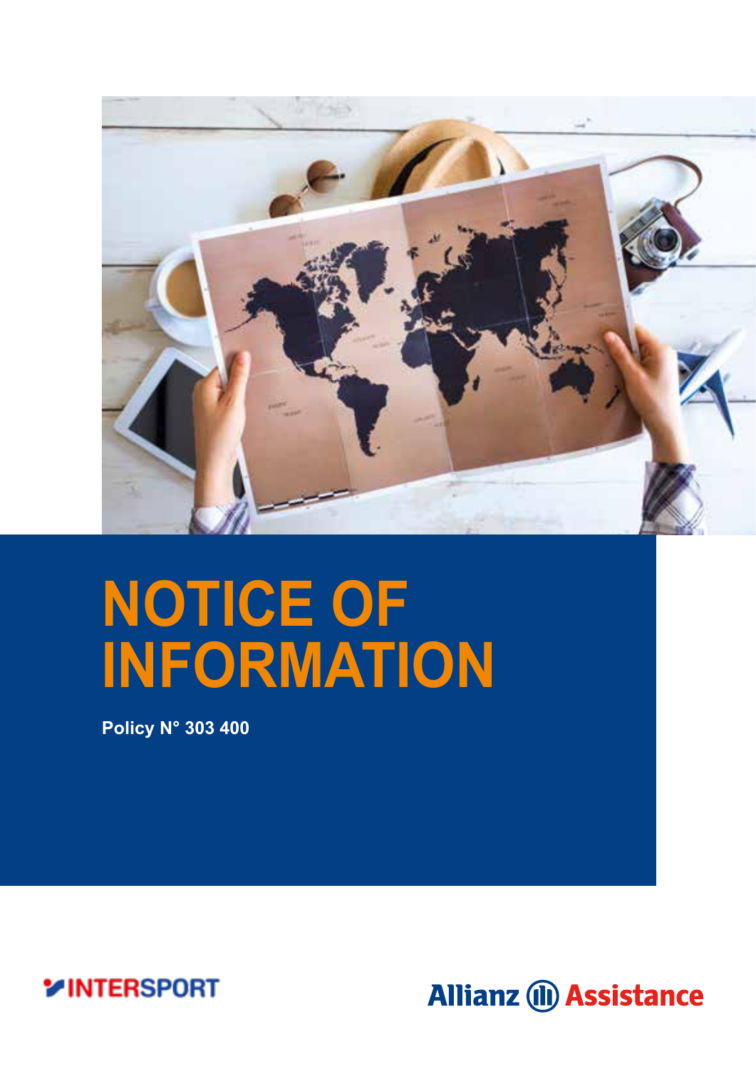# NOTICE OF INFORMATION

**Policy N° 303 400**

INTERSPORT

Allianz Assistance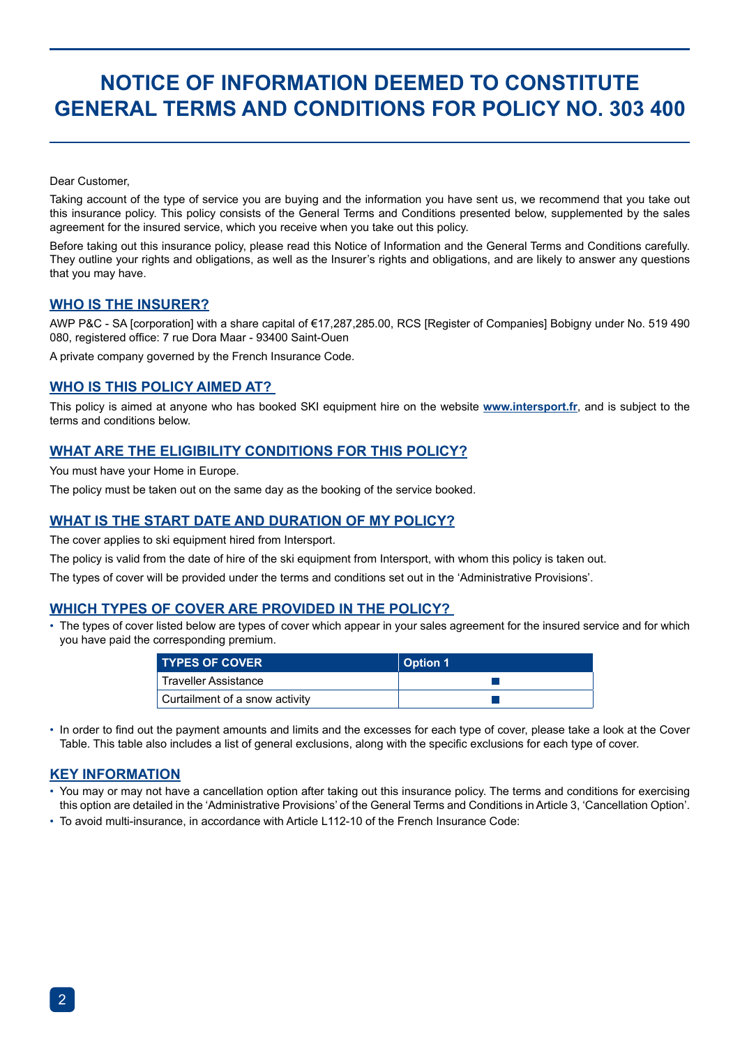# NOTICE OF INFORMATION DEEMED TO CONSTITUTE GENERAL TERMS AND CONDITIONS FOR POLICY NO. 303 400

Dear Customer,

Taking account of the type of service you are buying and the information you have sent us, we recommend that you take out this insurance policy. This policy consists of the General Terms and Conditions presented below, supplemented by the sales agreement for the insured service, which you receive when you take out this policy.

Before taking out this insurance policy, please read this Notice of Information and the General Terms and Conditions carefully. They outline your rights and obligations, as well as the Insurer's rights and obligations, and are likely to answer any questions that you may have.

## WHO IS THE INSURER?

AWP P&C - SA [corporation] with a share capital of €17,287,285.00, RCS [Register of Companies] Bobigny under No. 519 490 080, registered office: 7 rue Dora Maar - 93400 Saint-Ouen

A private company governed by the French Insurance Code.

## WHO IS THIS POLICY AIMED AT?

This policy is aimed at anyone who has booked SKI equipment hire on the website **www.intersport.fr**, and is subject to the terms and conditions below.

## WHAT ARE THE ELIGIBILITY CONDITIONS FOR THIS POLICY?

You must have your Home in Europe.

The policy must be taken out on the same day as the booking of the service booked.

## WHAT IS THE START DATE AND DURATION OF MY POLICY?

The cover applies to ski equipment hired from Intersport.

The policy is valid from the date of hire of the ski equipment from Intersport, with whom this policy is taken out.

The types of cover will be provided under the terms and conditions set out in the 'Administrative Provisions'.

## WHICH TYPES OF COVER ARE PROVIDED IN THE POLICY?

- The types of cover listed below are types of cover which appear in your sales agreement for the insured service and for which you have paid the corresponding premium.

| TYPES OF COVER | Option 1 |
|---|---|
| Traveller Assistance | ■ |
| Curtailment of a snow activity | ■ |

- In order to find out the payment amounts and limits and the excesses for each type of cover, please take a look at the Cover Table. This table also includes a list of general exclusions, along with the specific exclusions for each type of cover.

## KEY INFORMATION

- You may or may not have a cancellation option after taking out this insurance policy. The terms and conditions for exercising this option are detailed in the 'Administrative Provisions' of the General Terms and Conditions in Article 3, 'Cancellation Option'.
- To avoid multi-insurance, in accordance with Article L112-10 of the French Insurance Code: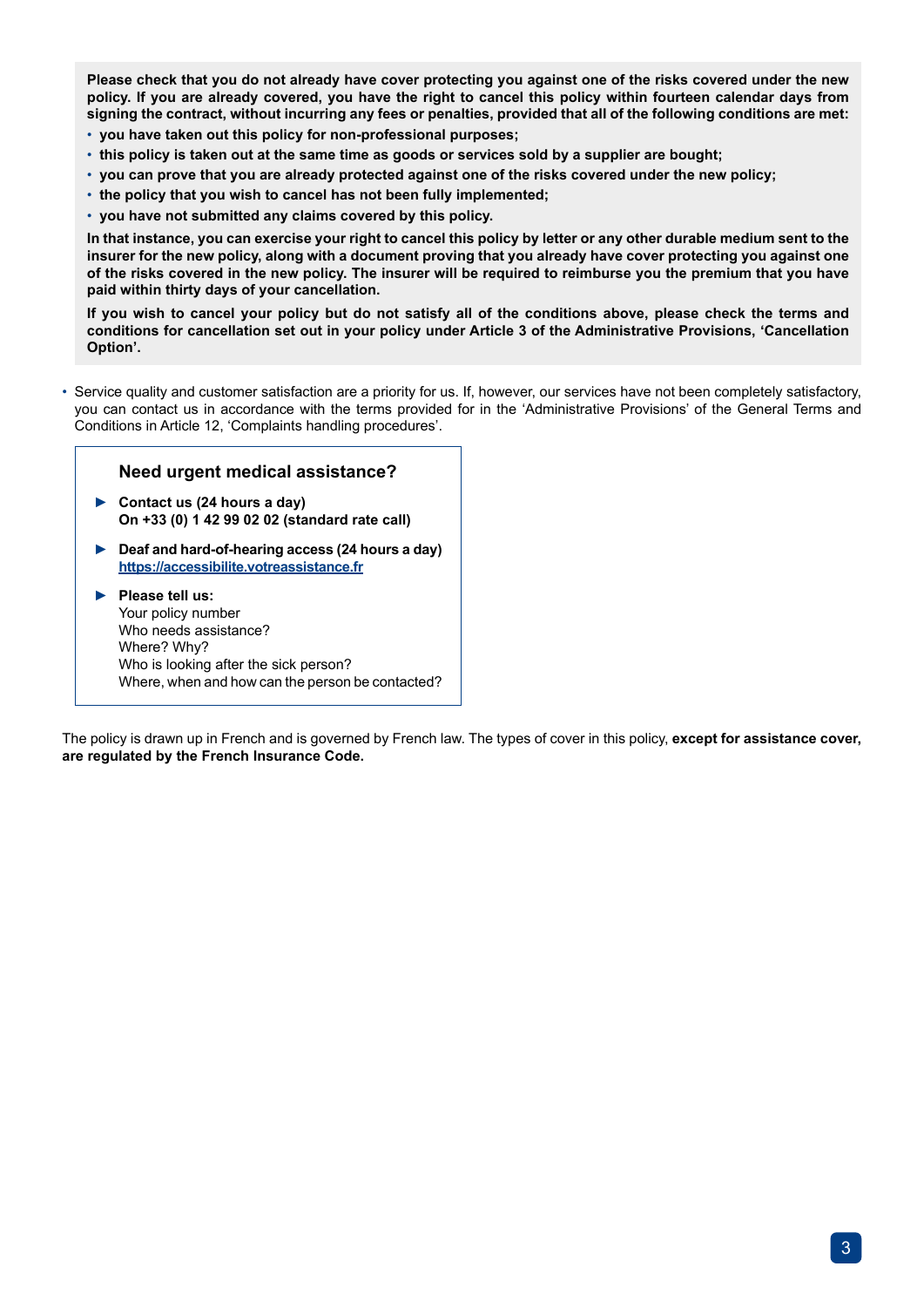**Please check that you do not already have cover protecting you against one of the risks covered under the new policy. If you are already covered, you have the right to cancel this policy within fourteen calendar days from signing the contract, without incurring any fees or penalties, provided that all of the following conditions are met:**

- **you have taken out this policy for non-professional purposes;**
- **this policy is taken out at the same time as goods or services sold by a supplier are bought;**
- **you can prove that you are already protected against one of the risks covered under the new policy;**
- **the policy that you wish to cancel has not been fully implemented;**
- **you have not submitted any claims covered by this policy.**

**In that instance, you can exercise your right to cancel this policy by letter or any other durable medium sent to the insurer for the new policy, along with a document proving that you already have cover protecting you against one of the risks covered in the new policy. The insurer will be required to reimburse you the premium that you have paid within thirty days of your cancellation.**

**If you wish to cancel your policy but do not satisfy all of the conditions above, please check the terms and conditions for cancellation set out in your policy under Article 3 of the Administrative Provisions, 'Cancellation Option'.**

- Service quality and customer satisfaction are a priority for us. If, however, our services have not been completely satisfactory, you can contact us in accordance with the terms provided for in the 'Administrative Provisions' of the General Terms and Conditions in Article 12, 'Complaints handling procedures'.

### Need urgent medical assistance?

- **Contact us (24 hours a day)**
  **On +33 (0) 1 42 99 02 02 (standard rate call)**
- **Deaf and hard-of-hearing access (24 hours a day)**
  **https://accessibilite.votreassistance.fr**
- **Please tell us:**
  Your policy number
  Who needs assistance?
  Where? Why?
  Who is looking after the sick person?
  Where, when and how can the person be contacted?

The policy is drawn up in French and is governed by French law. The types of cover in this policy, **except for assistance cover, are regulated by the French Insurance Code.**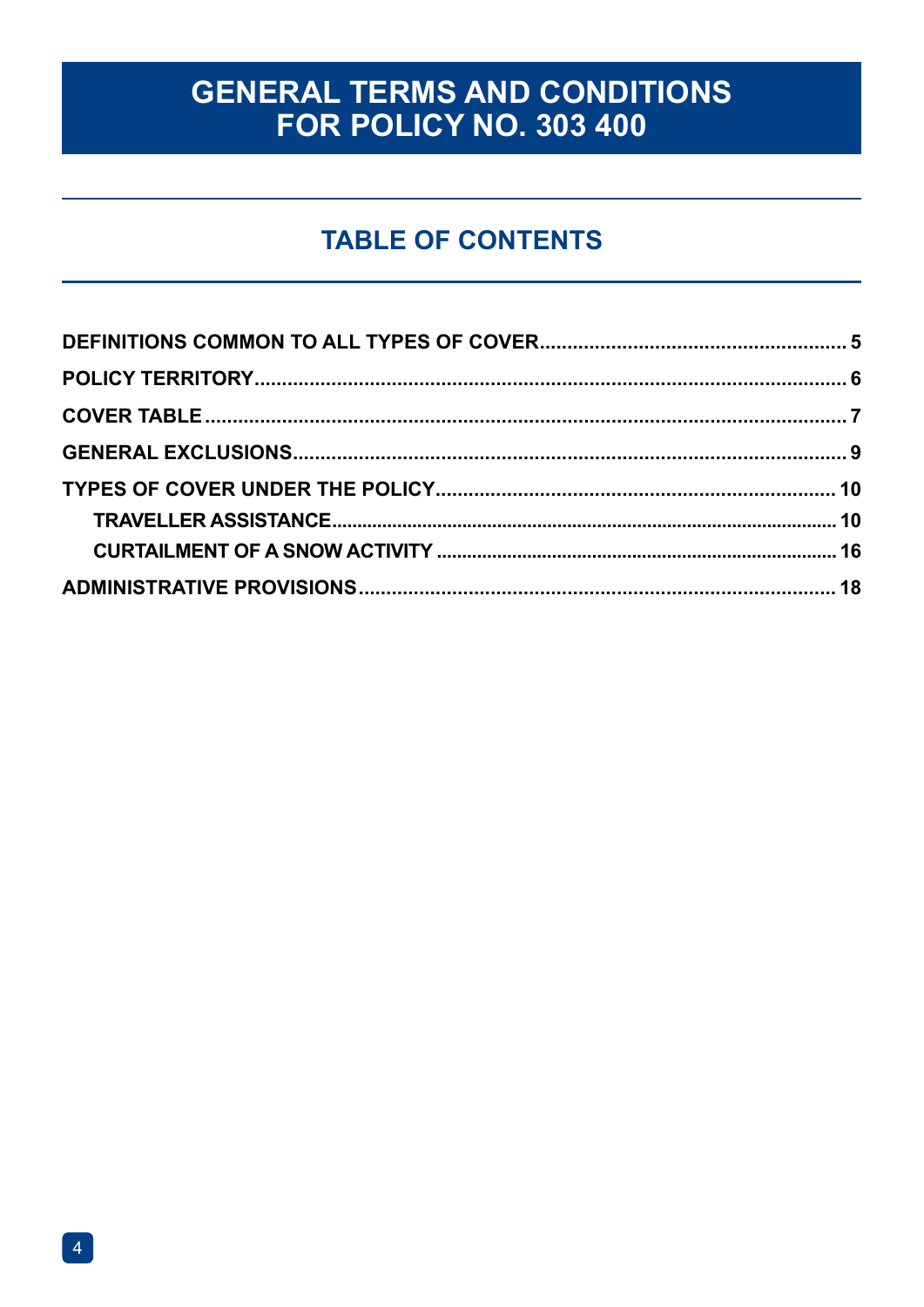# GENERAL TERMS AND CONDITIONS FOR POLICY NO. 303 400

## TABLE OF CONTENTS

**DEFINITIONS COMMON TO ALL TYPES OF COVER** ........ 5

**POLICY TERRITORY** ........ 6

**COVER TABLE** ........ 7

**GENERAL EXCLUSIONS** ........ 9

**TYPES OF COVER UNDER THE POLICY** ........ 10

- **TRAVELLER ASSISTANCE** ........ 10
- **CURTAILMENT OF A SNOW ACTIVITY** ........ 16

**ADMINISTRATIVE PROVISIONS** ........ 18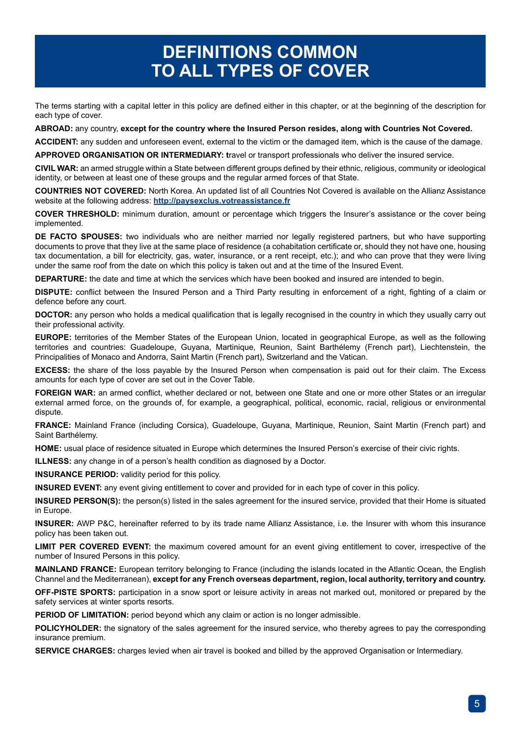# DEFINITIONS COMMON TO ALL TYPES OF COVER

The terms starting with a capital letter in this policy are defined either in this chapter, or at the beginning of the description for each type of cover.

**ABROAD:** any country, **except for the country where the Insured Person resides, along with Countries Not Covered.**

**ACCIDENT:** any sudden and unforeseen event, external to the victim or the damaged item, which is the cause of the damage.

**APPROVED ORGANISATION OR INTERMEDIARY: t**ravel or transport professionals who deliver the insured service.

**CIVIL WAR:** an armed struggle within a State between different groups defined by their ethnic, religious, community or ideological identity, or between at least one of these groups and the regular armed forces of that State.

**COUNTRIES NOT COVERED:** North Korea. An updated list of all Countries Not Covered is available on the Allianz Assistance website at the following address: **http://paysexclus.votreassistance.fr**

**COVER THRESHOLD:** minimum duration, amount or percentage which triggers the Insurer's assistance or the cover being implemented.

**DE FACTO SPOUSES:** two individuals who are neither married nor legally registered partners, but who have supporting documents to prove that they live at the same place of residence (a cohabitation certificate or, should they not have one, housing tax documentation, a bill for electricity, gas, water, insurance, or a rent receipt, etc.); and who can prove that they were living under the same roof from the date on which this policy is taken out and at the time of the Insured Event.

**DEPARTURE:** the date and time at which the services which have been booked and insured are intended to begin.

**DISPUTE:** conflict between the Insured Person and a Third Party resulting in enforcement of a right, fighting of a claim or defence before any court.

**DOCTOR:** any person who holds a medical qualification that is legally recognised in the country in which they usually carry out their professional activity.

**EUROPE:** territories of the Member States of the European Union, located in geographical Europe, as well as the following territories and countries: Guadeloupe, Guyana, Martinique, Reunion, Saint Barthélemy (French part), Liechtenstein, the Principalities of Monaco and Andorra, Saint Martin (French part), Switzerland and the Vatican.

**EXCESS:** the share of the loss payable by the Insured Person when compensation is paid out for their claim. The Excess amounts for each type of cover are set out in the Cover Table.

**FOREIGN WAR:** an armed conflict, whether declared or not, between one State and one or more other States or an irregular external armed force, on the grounds of, for example, a geographical, political, economic, racial, religious or environmental dispute.

**FRANCE:** Mainland France (including Corsica), Guadeloupe, Guyana, Martinique, Reunion, Saint Martin (French part) and Saint Barthélemy.

**HOME:** usual place of residence situated in Europe which determines the Insured Person's exercise of their civic rights.

**ILLNESS:** any change in of a person's health condition as diagnosed by a Doctor.

**INSURANCE PERIOD:** validity period for this policy.

**INSURED EVENT:** any event giving entitlement to cover and provided for in each type of cover in this policy.

**INSURED PERSON(S):** the person(s) listed in the sales agreement for the insured service, provided that their Home is situated in Europe.

**INSURER:** AWP P&C, hereinafter referred to by its trade name Allianz Assistance, i.e. the Insurer with whom this insurance policy has been taken out.

**LIMIT PER COVERED EVENT:** the maximum covered amount for an event giving entitlement to cover, irrespective of the number of Insured Persons in this policy.

**MAINLAND FRANCE:** European territory belonging to France (including the islands located in the Atlantic Ocean, the English Channel and the Mediterranean), **except for any French overseas department, region, local authority, territory and country.**

**OFF-PISTE SPORTS:** participation in a snow sport or leisure activity in areas not marked out, monitored or prepared by the safety services at winter sports resorts.

**PERIOD OF LIMITATION:** period beyond which any claim or action is no longer admissible.

**POLICYHOLDER:** the signatory of the sales agreement for the insured service, who thereby agrees to pay the corresponding insurance premium.

**SERVICE CHARGES:** charges levied when air travel is booked and billed by the approved Organisation or Intermediary.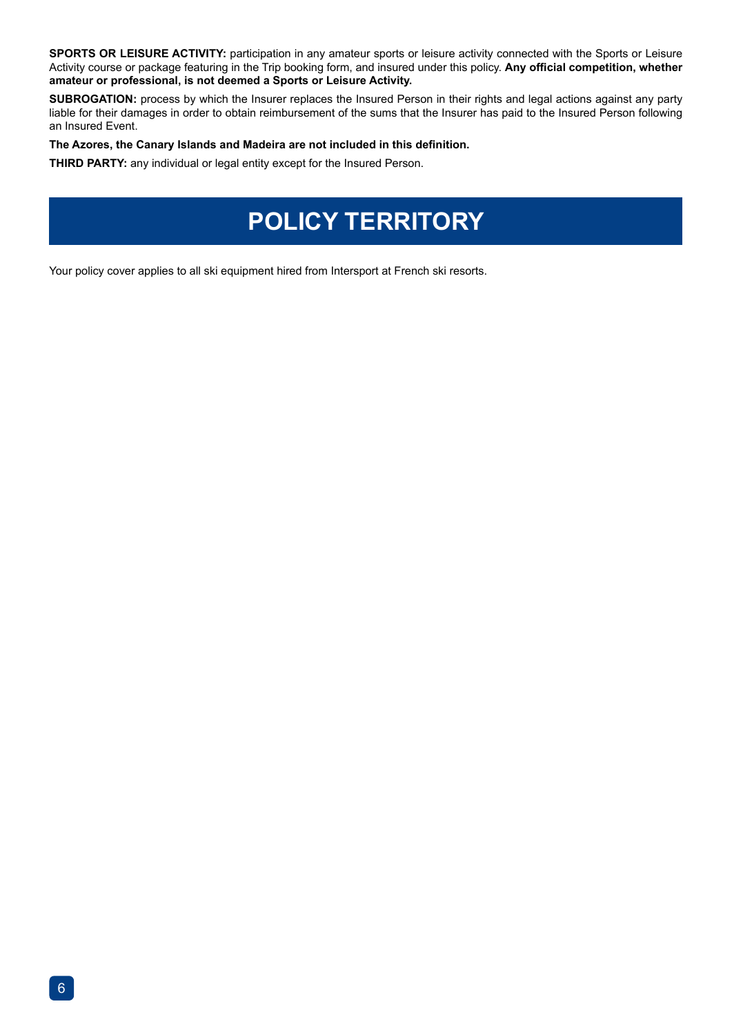**SPORTS OR LEISURE ACTIVITY:** participation in any amateur sports or leisure activity connected with the Sports or Leisure Activity course or package featuring in the Trip booking form, and insured under this policy. **Any official competition, whether amateur or professional, is not deemed a Sports or Leisure Activity.**

**SUBROGATION:** process by which the Insurer replaces the Insured Person in their rights and legal actions against any party liable for their damages in order to obtain reimbursement of the sums that the Insurer has paid to the Insured Person following an Insured Event.

**The Azores, the Canary Islands and Madeira are not included in this definition.**

**THIRD PARTY:** any individual or legal entity except for the Insured Person.

# POLICY TERRITORY

Your policy cover applies to all ski equipment hired from Intersport at French ski resorts.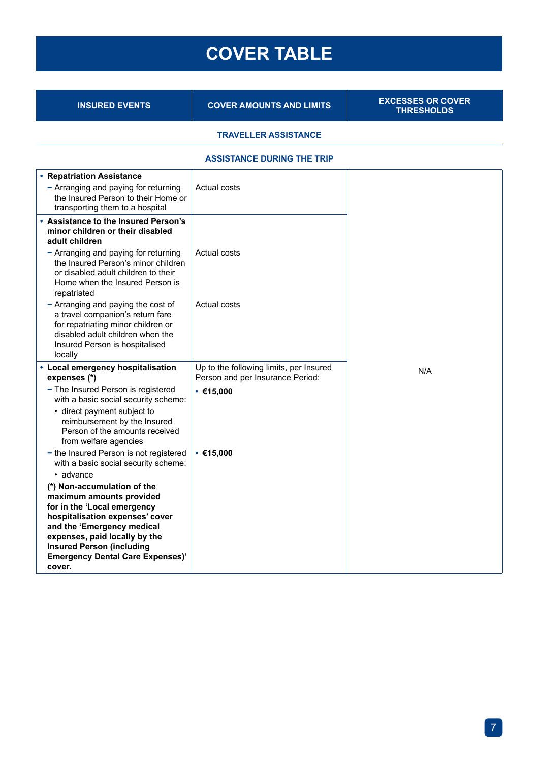# COVER TABLE

| INSURED EVENTS | COVER AMOUNTS AND LIMITS | EXCESSES OR COVER THRESHOLDS |
|---|---|---|
| **TRAVELLER ASSISTANCE** | | |
| **ASSISTANCE DURING THE TRIP** | | |
| • **Repatriation Assistance**<br>– Arranging and paying for returning the Insured Person to their Home or transporting them to a hospital | Actual costs | N/A |
| • **Assistance to the Insured Person's minor children or their disabled adult children**<br>– Arranging and paying for returning the Insured Person's minor children or disabled adult children to their Home when the Insured Person is repatriated<br>– Arranging and paying the cost of a travel companion's return fare for repatriating minor children or disabled adult children when the Insured Person is hospitalised locally | Actual costs<br><br>Actual costs | N/A |
| • **Local emergency hospitalisation expenses (*)**<br>– The Insured Person is registered with a basic social security scheme:<br>• direct payment subject to reimbursement by the Insured Person of the amounts received from welfare agencies<br>– the Insured Person is not registered with a basic social security scheme:<br>• advance<br>**(*) Non-accumulation of the maximum amounts provided for in the 'Local emergency hospitalisation expenses' cover and the 'Emergency medical expenses, paid locally by the Insured Person (including Emergency Dental Care Expenses)' cover.** | Up to the following limits, per Insured Person and per Insurance Period:<br>• **€15,000**<br><br>• **€15,000** | N/A |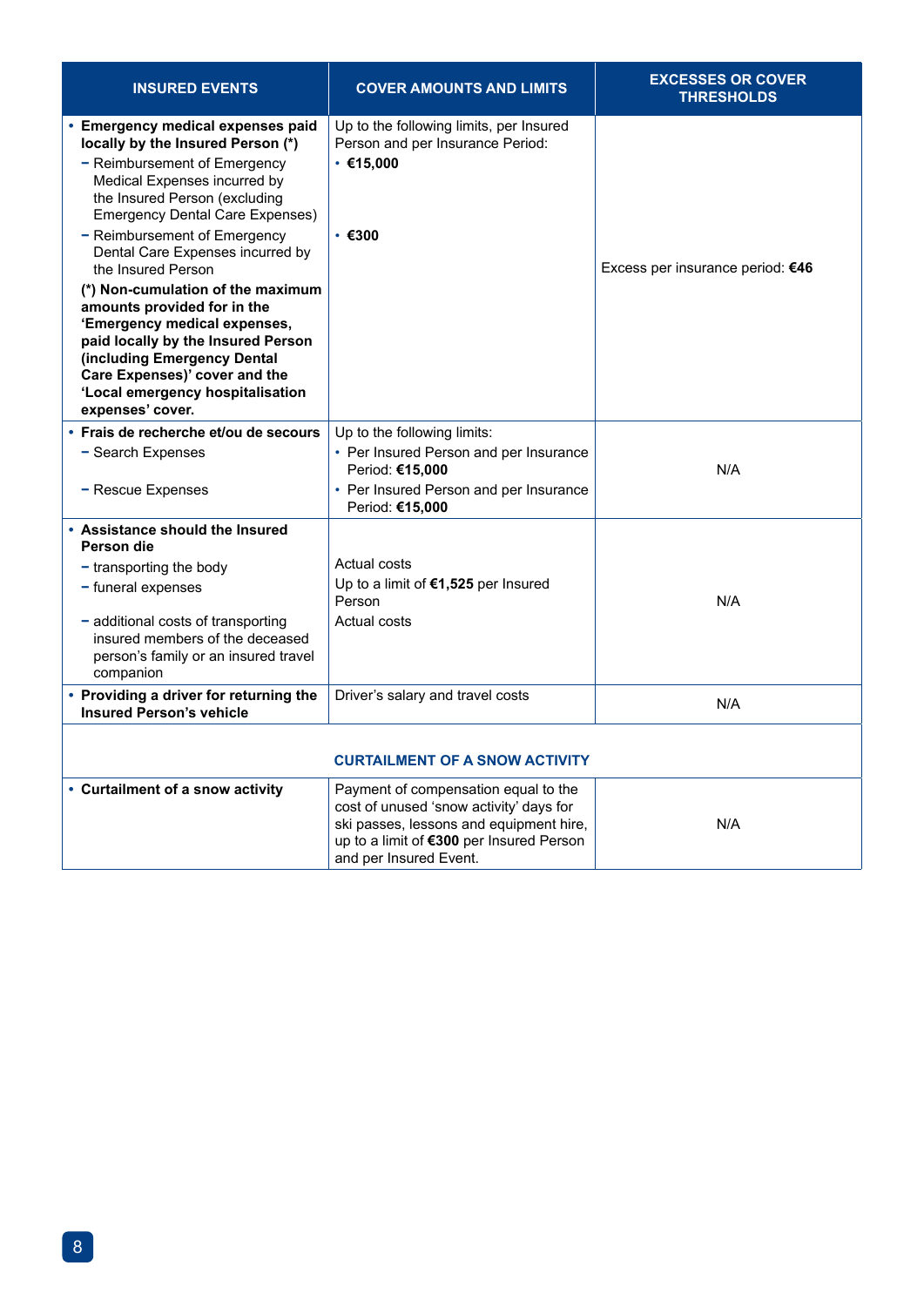| INSURED EVENTS | COVER AMOUNTS AND LIMITS | EXCESSES OR COVER THRESHOLDS |
|---|---|---|
| • **Emergency medical expenses paid locally by the Insured Person (\*)**<br>– Reimbursement of Emergency Medical Expenses incurred by the Insured Person (excluding Emergency Dental Care Expenses)<br>– Reimbursement of Emergency Dental Care Expenses incurred by the Insured Person<br>**(\*) Non-cumulation of the maximum amounts provided for in the 'Emergency medical expenses, paid locally by the Insured Person (including Emergency Dental Care Expenses)' cover and the 'Local emergency hospitalisation expenses' cover.** | Up to the following limits, per Insured Person and per Insurance Period:<br>• **€15,000**<br>• **€300** | Excess per insurance period: **€46** |
| • **Frais de recherche et/ou de secours**<br>– Search Expenses<br>– Rescue Expenses | Up to the following limits:<br>• Per Insured Person and per Insurance Period: **€15,000**<br>• Per Insured Person and per Insurance Period: **€15,000** | N/A |
| • **Assistance should the Insured Person die**<br>– transporting the body<br>– funeral expenses<br>– additional costs of transporting insured members of the deceased person's family or an insured travel companion | Actual costs<br>Up to a limit of **€1,525** per Insured Person<br>Actual costs | N/A |
| • **Providing a driver for returning the Insured Person's vehicle** | Driver's salary and travel costs | N/A |
| | **CURTAILMENT OF A SNOW ACTIVITY** | |
| • **Curtailment of a snow activity** | Payment of compensation equal to the cost of unused 'snow activity' days for ski passes, lessons and equipment hire, up to a limit of **€300** per Insured Person and per Insured Event. | N/A |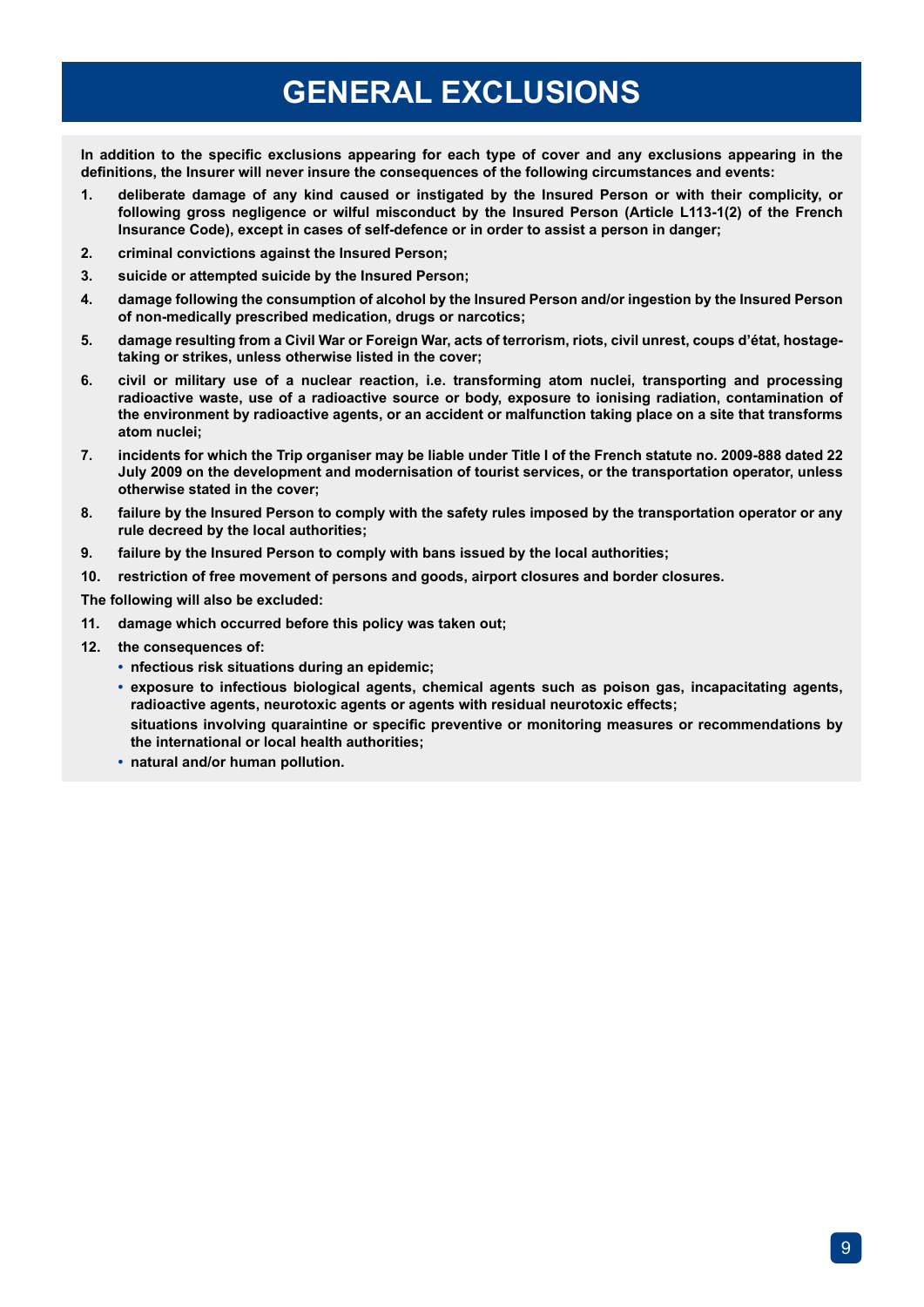# GENERAL EXCLUSIONS

**In addition to the specific exclusions appearing for each type of cover and any exclusions appearing in the definitions, the Insurer will never insure the consequences of the following circumstances and events:**

1. **deliberate damage of any kind caused or instigated by the Insured Person or with their complicity, or following gross negligence or wilful misconduct by the Insured Person (Article L113-1(2) of the French Insurance Code), except in cases of self-defence or in order to assist a person in danger;**
2. **criminal convictions against the Insured Person;**
3. **suicide or attempted suicide by the Insured Person;**
4. **damage following the consumption of alcohol by the Insured Person and/or ingestion by the Insured Person of non-medically prescribed medication, drugs or narcotics;**
5. **damage resulting from a Civil War or Foreign War, acts of terrorism, riots, civil unrest, coups d'état, hostage-taking or strikes, unless otherwise listed in the cover;**
6. **civil or military use of a nuclear reaction, i.e. transforming atom nuclei, transporting and processing radioactive waste, use of a radioactive source or body, exposure to ionising radiation, contamination of the environment by radioactive agents, or an accident or malfunction taking place on a site that transforms atom nuclei;**
7. **incidents for which the Trip organiser may be liable under Title I of the French statute no. 2009-888 dated 22 July 2009 on the development and modernisation of tourist services, or the transportation operator, unless otherwise stated in the cover;**
8. **failure by the Insured Person to comply with the safety rules imposed by the transportation operator or any rule decreed by the local authorities;**
9. **failure by the Insured Person to comply with bans issued by the local authorities;**
10. **restriction of free movement of persons and goods, airport closures and border closures.**

**The following will also be excluded:**

11. **damage which occurred before this policy was taken out;**
12. **the consequences of:**
    - **nfectious risk situations during an epidemic;**
    - **exposure to infectious biological agents, chemical agents such as poison gas, incapacitating agents, radioactive agents, neurotoxic agents or agents with residual neurotoxic effects;**
      **situations involving quaraintine or specific preventive or monitoring measures or recommendations by the international or local health authorities;**
    - **natural and/or human pollution.**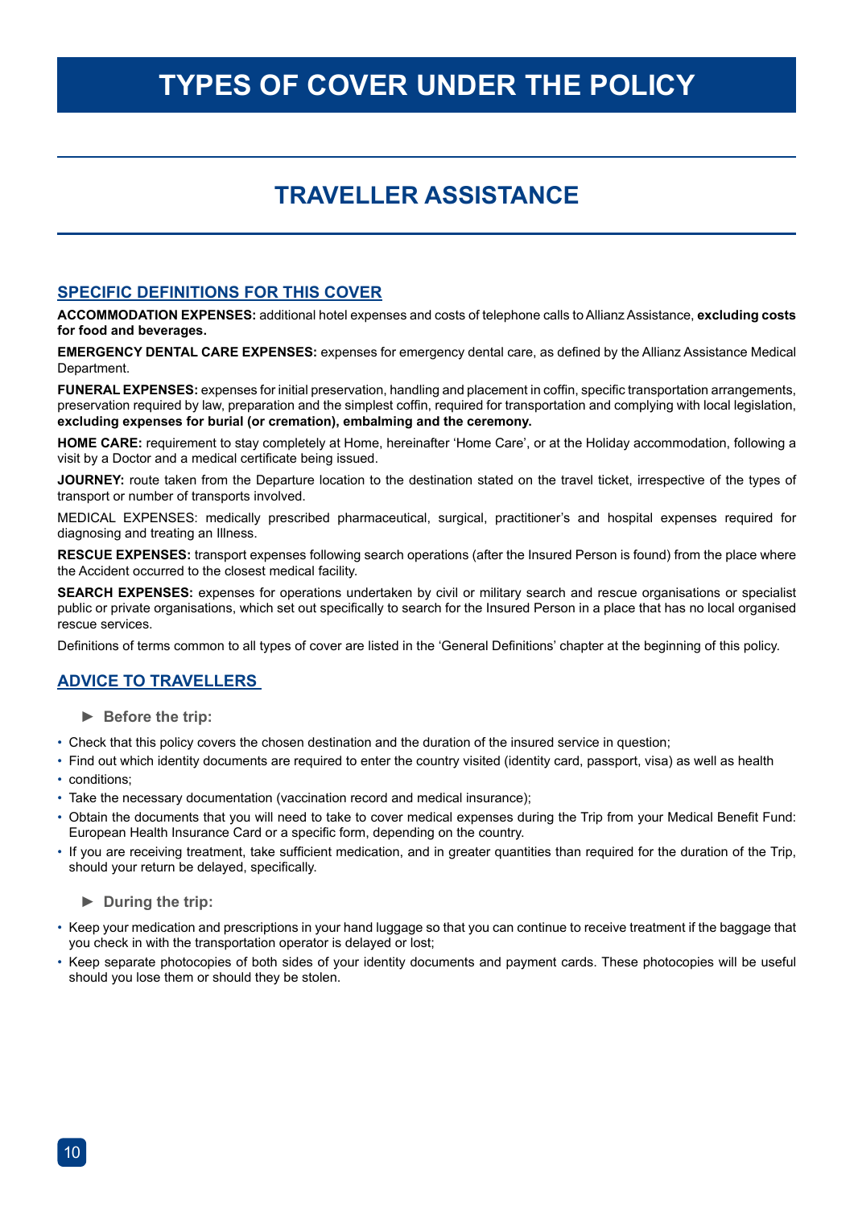# TYPES OF COVER UNDER THE POLICY

## TRAVELLER ASSISTANCE

### SPECIFIC DEFINITIONS FOR THIS COVER

**ACCOMMODATION EXPENSES:** additional hotel expenses and costs of telephone calls to Allianz Assistance, **excluding costs for food and beverages.**

**EMERGENCY DENTAL CARE EXPENSES:** expenses for emergency dental care, as defined by the Allianz Assistance Medical Department.

**FUNERAL EXPENSES:** expenses for initial preservation, handling and placement in coffin, specific transportation arrangements, preservation required by law, preparation and the simplest coffin, required for transportation and complying with local legislation, **excluding expenses for burial (or cremation), embalming and the ceremony.**

**HOME CARE:** requirement to stay completely at Home, hereinafter 'Home Care', or at the Holiday accommodation, following a visit by a Doctor and a medical certificate being issued.

**JOURNEY:** route taken from the Departure location to the destination stated on the travel ticket, irrespective of the types of transport or number of transports involved.

MEDICAL EXPENSES: medically prescribed pharmaceutical, surgical, practitioner's and hospital expenses required for diagnosing and treating an Illness.

**RESCUE EXPENSES:** transport expenses following search operations (after the Insured Person is found) from the place where the Accident occurred to the closest medical facility.

**SEARCH EXPENSES:** expenses for operations undertaken by civil or military search and rescue organisations or specialist public or private organisations, which set out specifically to search for the Insured Person in a place that has no local organised rescue services.

Definitions of terms common to all types of cover are listed in the 'General Definitions' chapter at the beginning of this policy.

### ADVICE TO TRAVELLERS

**► Before the trip:**

- Check that this policy covers the chosen destination and the duration of the insured service in question;
- Find out which identity documents are required to enter the country visited (identity card, passport, visa) as well as health
- conditions;
- Take the necessary documentation (vaccination record and medical insurance);
- Obtain the documents that you will need to take to cover medical expenses during the Trip from your Medical Benefit Fund: European Health Insurance Card or a specific form, depending on the country.
- If you are receiving treatment, take sufficient medication, and in greater quantities than required for the duration of the Trip, should your return be delayed, specifically.

**► During the trip:**

- Keep your medication and prescriptions in your hand luggage so that you can continue to receive treatment if the baggage that you check in with the transportation operator is delayed or lost;
- Keep separate photocopies of both sides of your identity documents and payment cards. These photocopies will be useful should you lose them or should they be stolen.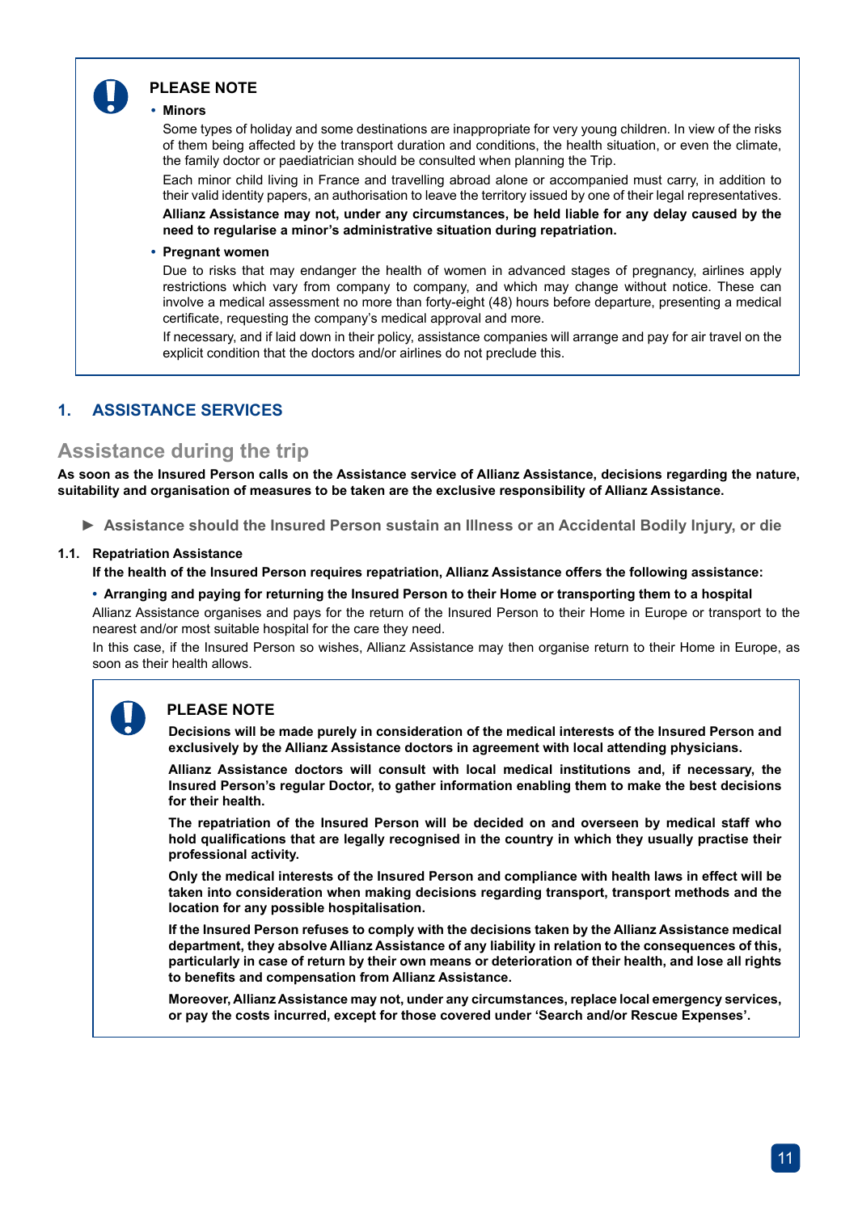> **PLEASE NOTE**
>
> - **Minors**
>
>   Some types of holiday and some destinations are inappropriate for very young children. In view of the risks of them being affected by the transport duration and conditions, the health situation, or even the climate, the family doctor or paediatrician should be consulted when planning the Trip.
>
>   Each minor child living in France and travelling abroad alone or accompanied must carry, in addition to their valid identity papers, an authorisation to leave the territory issued by one of their legal representatives.
>
>   **Allianz Assistance may not, under any circumstances, be held liable for any delay caused by the need to regularise a minor's administrative situation during repatriation.**
>
> - **Pregnant women**
>
>   Due to risks that may endanger the health of women in advanced stages of pregnancy, airlines apply restrictions which vary from company to company, and which may change without notice. These can involve a medical assessment no more than forty-eight (48) hours before departure, presenting a medical certificate, requesting the company's medical approval and more.
>
>   If necessary, and if laid down in their policy, assistance companies will arrange and pay for air travel on the explicit condition that the doctors and/or airlines do not preclude this.

## 1. ASSISTANCE SERVICES

### Assistance during the trip

**As soon as the Insured Person calls on the Assistance service of Allianz Assistance, decisions regarding the nature, suitability and organisation of measures to be taken are the exclusive responsibility of Allianz Assistance.**

► **Assistance should the Insured Person sustain an Illness or an Accidental Bodily Injury, or die**

**1.1. Repatriation Assistance**

**If the health of the Insured Person requires repatriation, Allianz Assistance offers the following assistance:**

- **Arranging and paying for returning the Insured Person to their Home or transporting them to a hospital**

Allianz Assistance organises and pays for the return of the Insured Person to their Home in Europe or transport to the nearest and/or most suitable hospital for the care they need.

In this case, if the Insured Person so wishes, Allianz Assistance may then organise return to their Home in Europe, as soon as their health allows.

> **PLEASE NOTE**
>
> **Decisions will be made purely in consideration of the medical interests of the Insured Person and exclusively by the Allianz Assistance doctors in agreement with local attending physicians.**
>
> **Allianz Assistance doctors will consult with local medical institutions and, if necessary, the Insured Person's regular Doctor, to gather information enabling them to make the best decisions for their health.**
>
> **The repatriation of the Insured Person will be decided on and overseen by medical staff who hold qualifications that are legally recognised in the country in which they usually practise their professional activity.**
>
> **Only the medical interests of the Insured Person and compliance with health laws in effect will be taken into consideration when making decisions regarding transport, transport methods and the location for any possible hospitalisation.**
>
> **If the Insured Person refuses to comply with the decisions taken by the Allianz Assistance medical department, they absolve Allianz Assistance of any liability in relation to the consequences of this, particularly in case of return by their own means or deterioration of their health, and lose all rights to benefits and compensation from Allianz Assistance.**
>
> **Moreover, Allianz Assistance may not, under any circumstances, replace local emergency services, or pay the costs incurred, except for those covered under 'Search and/or Rescue Expenses'.**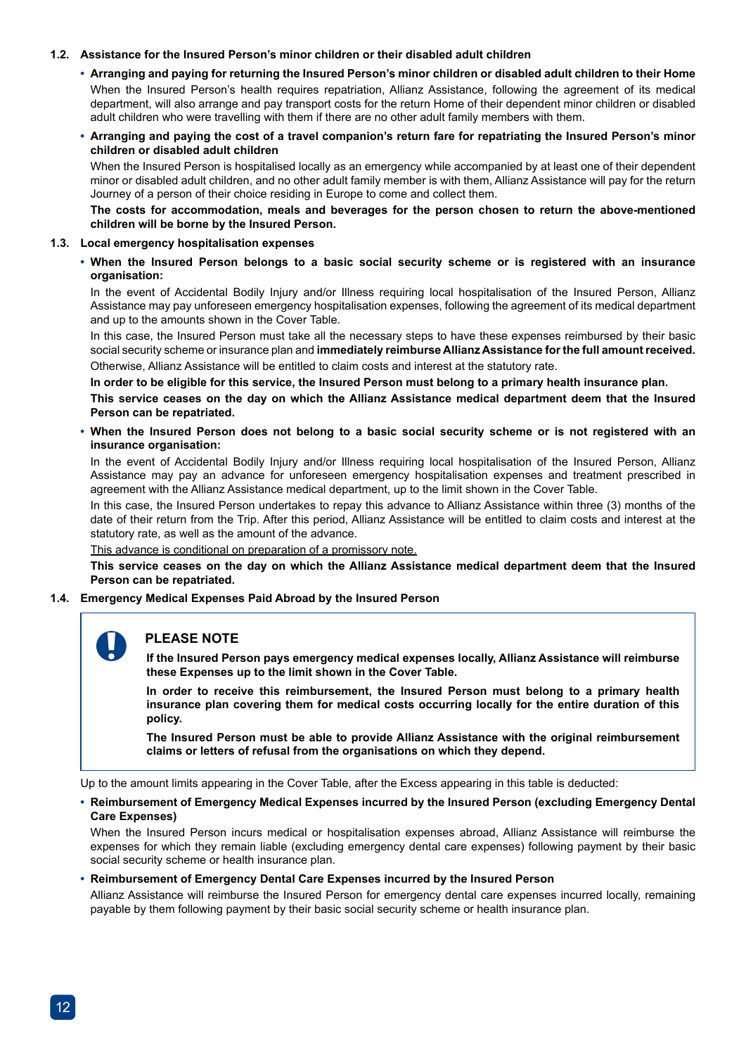**1.2. Assistance for the Insured Person's minor children or their disabled adult children**

- **Arranging and paying for returning the Insured Person's minor children or disabled adult children to their Home**

  When the Insured Person's health requires repatriation, Allianz Assistance, following the agreement of its medical department, will also arrange and pay transport costs for the return Home of their dependent minor children or disabled adult children who were travelling with them if there are no other adult family members with them.

- **Arranging and paying the cost of a travel companion's return fare for repatriating the Insured Person's minor children or disabled adult children**

  When the Insured Person is hospitalised locally as an emergency while accompanied by at least one of their dependent minor or disabled adult children, and no other adult family member is with them, Allianz Assistance will pay for the return Journey of a person of their choice residing in Europe to come and collect them.

  **The costs for accommodation, meals and beverages for the person chosen to return the above-mentioned children will be borne by the Insured Person.**

**1.3. Local emergency hospitalisation expenses**

- **When the Insured Person belongs to a basic social security scheme or is registered with an insurance organisation:**

  In the event of Accidental Bodily Injury and/or Illness requiring local hospitalisation of the Insured Person, Allianz Assistance may pay unforeseen emergency hospitalisation expenses, following the agreement of its medical department and up to the amounts shown in the Cover Table.

  In this case, the Insured Person must take all the necessary steps to have these expenses reimbursed by their basic social security scheme or insurance plan and **immediately reimburse Allianz Assistance for the full amount received.** Otherwise, Allianz Assistance will be entitled to claim costs and interest at the statutory rate.

  **In order to be eligible for this service, the Insured Person must belong to a primary health insurance plan.**

  **This service ceases on the day on which the Allianz Assistance medical department deem that the Insured Person can be repatriated.**

- **When the Insured Person does not belong to a basic social security scheme or is not registered with an insurance organisation:**

  In the event of Accidental Bodily Injury and/or Illness requiring local hospitalisation of the Insured Person, Allianz Assistance may pay an advance for unforeseen emergency hospitalisation expenses and treatment prescribed in agreement with the Allianz Assistance medical department, up to the limit shown in the Cover Table.

  In this case, the Insured Person undertakes to repay this advance to Allianz Assistance within three (3) months of the date of their return from the Trip. After this period, Allianz Assistance will be entitled to claim costs and interest at the statutory rate, as well as the amount of the advance.

  <u>This advance is conditional on preparation of a promissory note.</u>

  **This service ceases on the day on which the Allianz Assistance medical department deem that the Insured Person can be repatriated.**

**1.4. Emergency Medical Expenses Paid Abroad by the Insured Person**

> **PLEASE NOTE**
>
> **If the Insured Person pays emergency medical expenses locally, Allianz Assistance will reimburse these Expenses up to the limit shown in the Cover Table.**
>
> **In order to receive this reimbursement, the Insured Person must belong to a primary health insurance plan covering them for medical costs occurring locally for the entire duration of this policy.**
>
> **The Insured Person must be able to provide Allianz Assistance with the original reimbursement claims or letters of refusal from the organisations on which they depend.**

Up to the amount limits appearing in the Cover Table, after the Excess appearing in this table is deducted:

- **Reimbursement of Emergency Medical Expenses incurred by the Insured Person (excluding Emergency Dental Care Expenses)**

  When the Insured Person incurs medical or hospitalisation expenses abroad, Allianz Assistance will reimburse the expenses for which they remain liable (excluding emergency dental care expenses) following payment by their basic social security scheme or health insurance plan.

- **Reimbursement of Emergency Dental Care Expenses incurred by the Insured Person**

  Allianz Assistance will reimburse the Insured Person for emergency dental care expenses incurred locally, remaining payable by them following payment by their basic social security scheme or health insurance plan.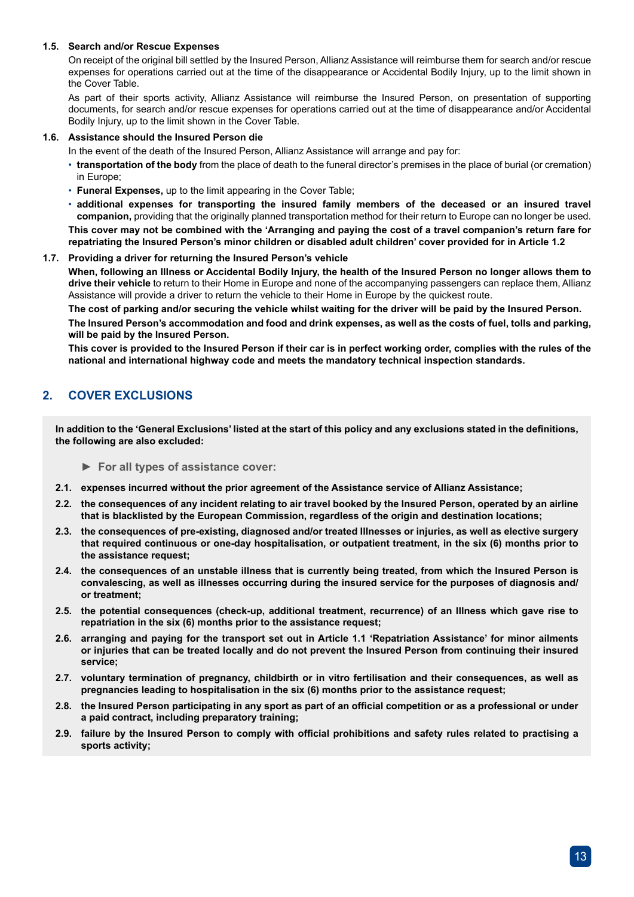### 1.5. Search and/or Rescue Expenses

On receipt of the original bill settled by the Insured Person, Allianz Assistance will reimburse them for search and/or rescue expenses for operations carried out at the time of the disappearance or Accidental Bodily Injury, up to the limit shown in the Cover Table.

As part of their sports activity, Allianz Assistance will reimburse the Insured Person, on presentation of supporting documents, for search and/or rescue expenses for operations carried out at the time of disappearance and/or Accidental Bodily Injury, up to the limit shown in the Cover Table.

### 1.6. Assistance should the Insured Person die

In the event of the death of the Insured Person, Allianz Assistance will arrange and pay for:

- **transportation of the body** from the place of death to the funeral director's premises in the place of burial (or cremation) in Europe;
- **Funeral Expenses,** up to the limit appearing in the Cover Table;
- **additional expenses for transporting the insured family members of the deceased or an insured travel companion,** providing that the originally planned transportation method for their return to Europe can no longer be used.

**This cover may not be combined with the 'Arranging and paying the cost of a travel companion's return fare for repatriating the Insured Person's minor children or disabled adult children' cover provided for in Article 1.2**

### 1.7. Providing a driver for returning the Insured Person's vehicle

**When, following an Illness or Accidental Bodily Injury, the health of the Insured Person no longer allows them to drive their vehicle** to return to their Home in Europe and none of the accompanying passengers can replace them, Allianz Assistance will provide a driver to return the vehicle to their Home in Europe by the quickest route.

**The cost of parking and/or securing the vehicle whilst waiting for the driver will be paid by the Insured Person.**

**The Insured Person's accommodation and food and drink expenses, as well as the costs of fuel, tolls and parking, will be paid by the Insured Person.**

**This cover is provided to the Insured Person if their car is in perfect working order, complies with the rules of the national and international highway code and meets the mandatory technical inspection standards.**

## 2. COVER EXCLUSIONS

**In addition to the 'General Exclusions' listed at the start of this policy and any exclusions stated in the definitions, the following are also excluded:**

► **For all types of assistance cover:**

**2.1.** **expenses incurred without the prior agreement of the Assistance service of Allianz Assistance;**

**2.2.** **the consequences of any incident relating to air travel booked by the Insured Person, operated by an airline that is blacklisted by the European Commission, regardless of the origin and destination locations;**

**2.3.** **the consequences of pre-existing, diagnosed and/or treated Illnesses or injuries, as well as elective surgery that required continuous or one-day hospitalisation, or outpatient treatment, in the six (6) months prior to the assistance request;**

**2.4.** **the consequences of an unstable illness that is currently being treated, from which the Insured Person is convalescing, as well as illnesses occurring during the insured service for the purposes of diagnosis and/or treatment;**

**2.5.** **the potential consequences (check-up, additional treatment, recurrence) of an Illness which gave rise to repatriation in the six (6) months prior to the assistance request;**

**2.6.** **arranging and paying for the transport set out in Article 1.1 'Repatriation Assistance' for minor ailments or injuries that can be treated locally and do not prevent the Insured Person from continuing their insured service;**

**2.7.** **voluntary termination of pregnancy, childbirth or in vitro fertilisation and their consequences, as well as pregnancies leading to hospitalisation in the six (6) months prior to the assistance request;**

**2.8.** **the Insured Person participating in any sport as part of an official competition or as a professional or under a paid contract, including preparatory training;**

**2.9.** **failure by the Insured Person to comply with official prohibitions and safety rules related to practising a sports activity;**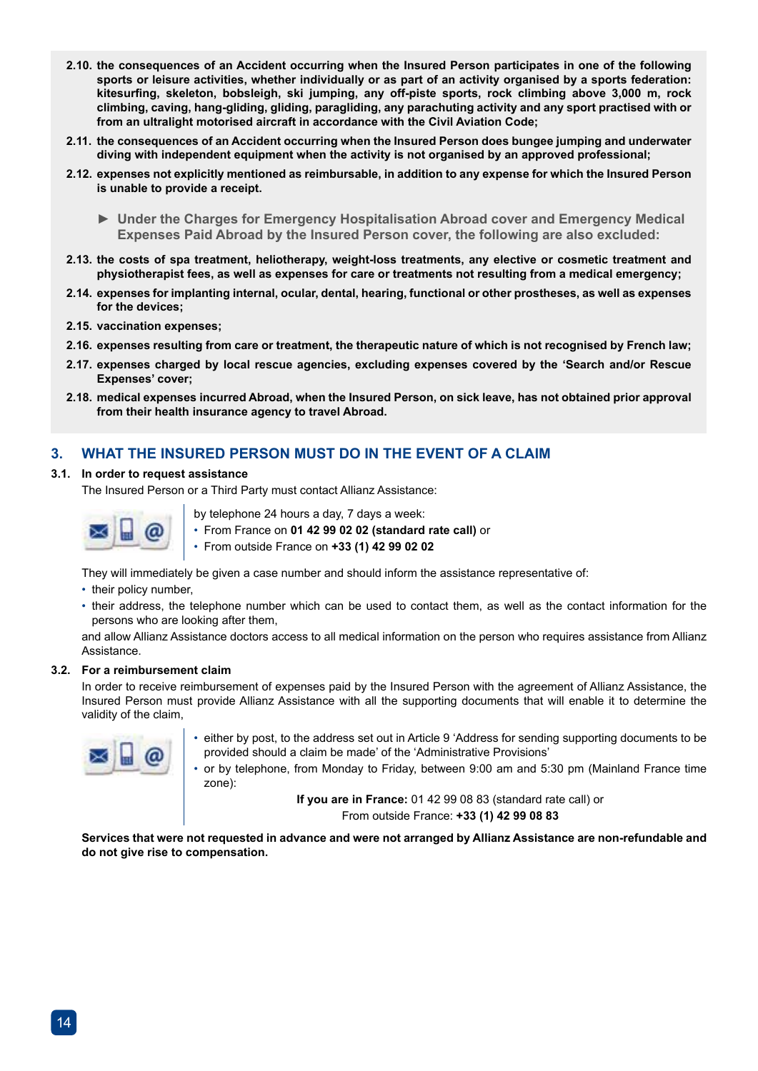**2.10. the consequences of an Accident occurring when the Insured Person participates in one of the following sports or leisure activities, whether individually or as part of an activity organised by a sports federation: kitesurfing, skeleton, bobsleigh, ski jumping, any off-piste sports, rock climbing above 3,000 m, rock climbing, caving, hang-gliding, gliding, paragliding, any parachuting activity and any sport practised with or from an ultralight motorised aircraft in accordance with the Civil Aviation Code;**

**2.11. the consequences of an Accident occurring when the Insured Person does bungee jumping and underwater diving with independent equipment when the activity is not organised by an approved professional;**

**2.12. expenses not explicitly mentioned as reimbursable, in addition to any expense for which the Insured Person is unable to provide a receipt.**

► **Under the Charges for Emergency Hospitalisation Abroad cover and Emergency Medical Expenses Paid Abroad by the Insured Person cover, the following are also excluded:**

**2.13. the costs of spa treatment, heliotherapy, weight-loss treatments, any elective or cosmetic treatment and physiotherapist fees, as well as expenses for care or treatments not resulting from a medical emergency;**

**2.14. expenses for implanting internal, ocular, dental, hearing, functional or other prostheses, as well as expenses for the devices;**

**2.15. vaccination expenses;**

**2.16. expenses resulting from care or treatment, the therapeutic nature of which is not recognised by French law;**

**2.17. expenses charged by local rescue agencies, excluding expenses covered by the 'Search and/or Rescue Expenses' cover;**

**2.18. medical expenses incurred Abroad, when the Insured Person, on sick leave, has not obtained prior approval from their health insurance agency to travel Abroad.**

## 3. WHAT THE INSURED PERSON MUST DO IN THE EVENT OF A CLAIM

### 3.1. In order to request assistance

The Insured Person or a Third Party must contact Allianz Assistance:

by telephone 24 hours a day, 7 days a week:

- From France on **01 42 99 02 02 (standard rate call)** or
- From outside France on **+33 (1) 42 99 02 02**

They will immediately be given a case number and should inform the assistance representative of:

- their policy number,
- their address, the telephone number which can be used to contact them, as well as the contact information for the persons who are looking after them,

and allow Allianz Assistance doctors access to all medical information on the person who requires assistance from Allianz Assistance.

### 3.2. For a reimbursement claim

In order to receive reimbursement of expenses paid by the Insured Person with the agreement of Allianz Assistance, the Insured Person must provide Allianz Assistance with all the supporting documents that will enable it to determine the validity of the claim,

- either by post, to the address set out in Article 9 'Address for sending supporting documents to be provided should a claim be made' of the 'Administrative Provisions'
- or by telephone, from Monday to Friday, between 9:00 am and 5:30 pm (Mainland France time zone):

**If you are in France:** 01 42 99 08 83 (standard rate call) or
From outside France: **+33 (1) 42 99 08 83**

**Services that were not requested in advance and were not arranged by Allianz Assistance are non-refundable and do not give rise to compensation.**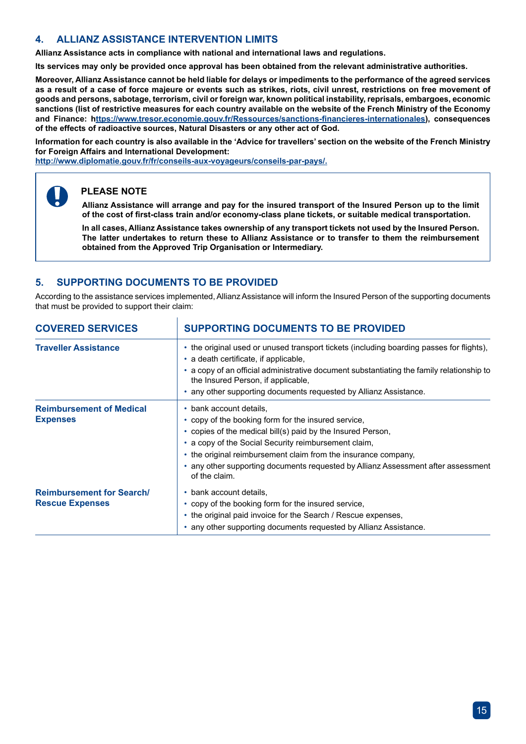## 4. ALLIANZ ASSISTANCE INTERVENTION LIMITS

**Allianz Assistance acts in compliance with national and international laws and regulations.**

**Its services may only be provided once approval has been obtained from the relevant administrative authorities.**

**Moreover, Allianz Assistance cannot be held liable for delays or impediments to the performance of the agreed services as a result of a case of force majeure or events such as strikes, riots, civil unrest, restrictions on free movement of goods and persons, sabotage, terrorism, civil or foreign war, known political instability, reprisals, embargoes, economic sanctions (list of restrictive measures for each country available on the website of the French Ministry of the Economy and Finance: https://www.tresor.economie.gouv.fr/Ressources/sanctions-financieres-internationales), consequences of the effects of radioactive sources, Natural Disasters or any other act of God.**

**Information for each country is also available in the 'Advice for travellers' section on the website of the French Ministry for Foreign Affairs and International Development:**
**http://www.diplomatie.gouv.fr/fr/conseils-aux-voyageurs/conseils-par-pays/.**

> **PLEASE NOTE**
>
> **Allianz Assistance will arrange and pay for the insured transport of the Insured Person up to the limit of the cost of first-class train and/or economy-class plane tickets, or suitable medical transportation.**
>
> **In all cases, Allianz Assistance takes ownership of any transport tickets not used by the Insured Person. The latter undertakes to return these to Allianz Assistance or to transfer to them the reimbursement obtained from the Approved Trip Organisation or Intermediary.**

## 5. SUPPORTING DOCUMENTS TO BE PROVIDED

According to the assistance services implemented, Allianz Assistance will inform the Insured Person of the supporting documents that must be provided to support their claim:

| COVERED SERVICES | SUPPORTING DOCUMENTS TO BE PROVIDED |
|---|---|
| **Traveller Assistance** | • the original used or unused transport tickets (including boarding passes for flights),<br>• a death certificate, if applicable,<br>• a copy of an official administrative document substantiating the family relationship to the Insured Person, if applicable,<br>• any other supporting documents requested by Allianz Assistance. |
| **Reimbursement of Medical Expenses** | • bank account details,<br>• copy of the booking form for the insured service,<br>• copies of the medical bill(s) paid by the Insured Person,<br>• a copy of the Social Security reimbursement claim,<br>• the original reimbursement claim from the insurance company,<br>• any other supporting documents requested by Allianz Assessment after assessment of the claim. |
| **Reimbursement for Search/ Rescue Expenses** | • bank account details,<br>• copy of the booking form for the insured service,<br>• the original paid invoice for the Search / Rescue expenses,<br>• any other supporting documents requested by Allianz Assistance. |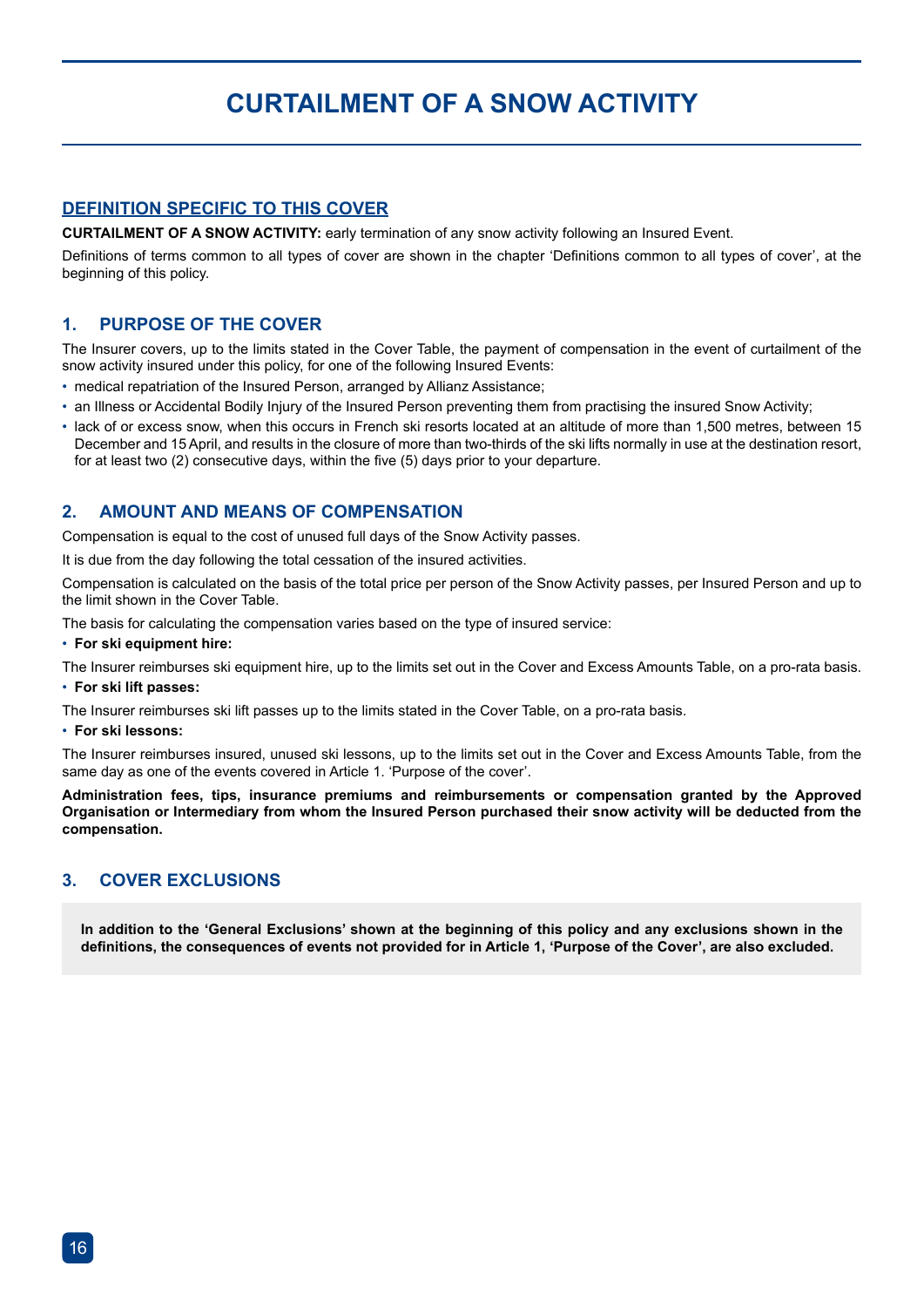# CURTAILMENT OF A SNOW ACTIVITY

## DEFINITION SPECIFIC TO THIS COVER

**CURTAILMENT OF A SNOW ACTIVITY:** early termination of any snow activity following an Insured Event.

Definitions of terms common to all types of cover are shown in the chapter 'Definitions common to all types of cover', at the beginning of this policy.

## 1. PURPOSE OF THE COVER

The Insurer covers, up to the limits stated in the Cover Table, the payment of compensation in the event of curtailment of the snow activity insured under this policy, for one of the following Insured Events:

- medical repatriation of the Insured Person, arranged by Allianz Assistance;
- an Illness or Accidental Bodily Injury of the Insured Person preventing them from practising the insured Snow Activity;
- lack of or excess snow, when this occurs in French ski resorts located at an altitude of more than 1,500 metres, between 15 December and 15 April, and results in the closure of more than two-thirds of the ski lifts normally in use at the destination resort, for at least two (2) consecutive days, within the five (5) days prior to your departure.

## 2. AMOUNT AND MEANS OF COMPENSATION

Compensation is equal to the cost of unused full days of the Snow Activity passes.

It is due from the day following the total cessation of the insured activities.

Compensation is calculated on the basis of the total price per person of the Snow Activity passes, per Insured Person and up to the limit shown in the Cover Table.

The basis for calculating the compensation varies based on the type of insured service:

- **For ski equipment hire:**

The Insurer reimburses ski equipment hire, up to the limits set out in the Cover and Excess Amounts Table, on a pro-rata basis.

- **For ski lift passes:**

The Insurer reimburses ski lift passes up to the limits stated in the Cover Table, on a pro-rata basis.

- **For ski lessons:**

The Insurer reimburses insured, unused ski lessons, up to the limits set out in the Cover and Excess Amounts Table, from the same day as one of the events covered in Article 1. 'Purpose of the cover'.

**Administration fees, tips, insurance premiums and reimbursements or compensation granted by the Approved Organisation or Intermediary from whom the Insured Person purchased their snow activity will be deducted from the compensation.**

## 3. COVER EXCLUSIONS

**In addition to the 'General Exclusions' shown at the beginning of this policy and any exclusions shown in the definitions, the consequences of events not provided for in Article 1, 'Purpose of the Cover', are also excluded.**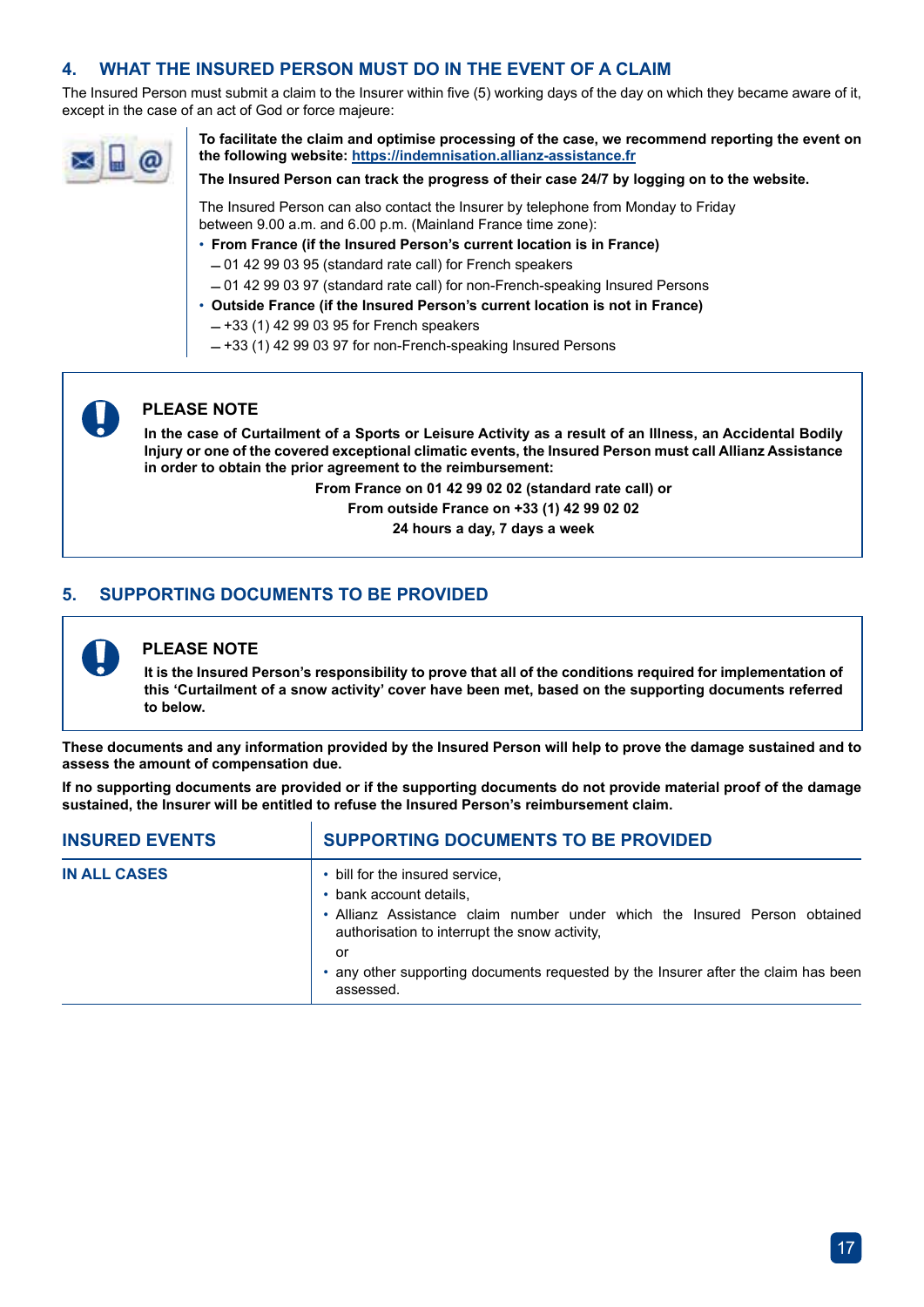## 4. WHAT THE INSURED PERSON MUST DO IN THE EVENT OF A CLAIM

The Insured Person must submit a claim to the Insurer within five (5) working days of the day on which they became aware of it, except in the case of an act of God or force majeure:

**To facilitate the claim and optimise processing of the case, we recommend reporting the event on the following website: [https://indemnisation.allianz-assistance.fr](https://indemnisation.allianz-assistance.fr)**

**The Insured Person can track the progress of their case 24/7 by logging on to the website.**

The Insured Person can also contact the Insurer by telephone from Monday to Friday between 9.00 a.m. and 6.00 p.m. (Mainland France time zone):

- **From France (if the Insured Person's current location is in France)**
  - 01 42 99 03 95 (standard rate call) for French speakers
  - 01 42 99 03 97 (standard rate call) for non-French-speaking Insured Persons
- **Outside France (if the Insured Person's current location is not in France)**
  - +33 (1) 42 99 03 95 for French speakers
  - +33 (1) 42 99 03 97 for non-French-speaking Insured Persons

**PLEASE NOTE**

**In the case of Curtailment of a Sports or Leisure Activity as a result of an Illness, an Accidental Bodily Injury or one of the covered exceptional climatic events, the Insured Person must call Allianz Assistance in order to obtain the prior agreement to the reimbursement:**

**From France on 01 42 99 02 02 (standard rate call) or**
**From outside France on +33 (1) 42 99 02 02**
**24 hours a day, 7 days a week**

## 5. SUPPORTING DOCUMENTS TO BE PROVIDED

**PLEASE NOTE**

**It is the Insured Person's responsibility to prove that all of the conditions required for implementation of this 'Curtailment of a snow activity' cover have been met, based on the supporting documents referred to below.**

**These documents and any information provided by the Insured Person will help to prove the damage sustained and to assess the amount of compensation due.**

**If no supporting documents are provided or if the supporting documents do not provide material proof of the damage sustained, the Insurer will be entitled to refuse the Insured Person's reimbursement claim.**

| INSURED EVENTS | SUPPORTING DOCUMENTS TO BE PROVIDED |
|---|---|
| IN ALL CASES | • bill for the insured service,<br>• bank account details,<br>• Allianz Assistance claim number under which the Insured Person obtained authorisation to interrupt the snow activity,<br>or<br>• any other supporting documents requested by the Insurer after the claim has been assessed. |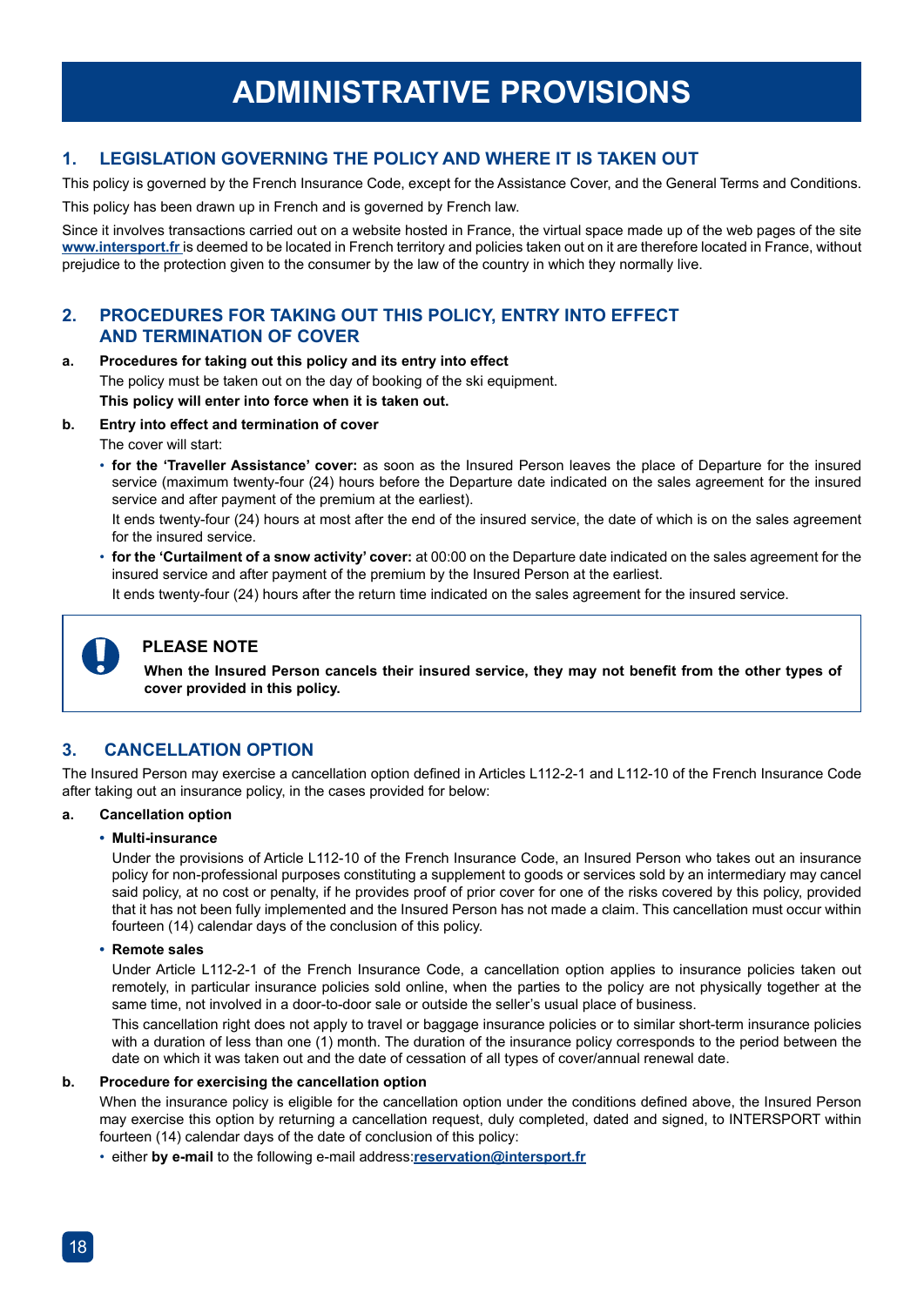# ADMINISTRATIVE PROVISIONS

## 1. LEGISLATION GOVERNING THE POLICY AND WHERE IT IS TAKEN OUT

This policy is governed by the French Insurance Code, except for the Assistance Cover, and the General Terms and Conditions.

This policy has been drawn up in French and is governed by French law.

Since it involves transactions carried out on a website hosted in France, the virtual space made up of the web pages of the site **www.intersport.fr** is deemed to be located in French territory and policies taken out on it are therefore located in France, without prejudice to the protection given to the consumer by the law of the country in which they normally live.

## 2. PROCEDURES FOR TAKING OUT THIS POLICY, ENTRY INTO EFFECT AND TERMINATION OF COVER

**a. Procedures for taking out this policy and its entry into effect**

The policy must be taken out on the day of booking of the ski equipment.

**This policy will enter into force when it is taken out.**

**b. Entry into effect and termination of cover**

The cover will start:

- **for the 'Traveller Assistance' cover:** as soon as the Insured Person leaves the place of Departure for the insured service (maximum twenty-four (24) hours before the Departure date indicated on the sales agreement for the insured service and after payment of the premium at the earliest).

  It ends twenty-four (24) hours at most after the end of the insured service, the date of which is on the sales agreement for the insured service.

- **for the 'Curtailment of a snow activity' cover:** at 00:00 on the Departure date indicated on the sales agreement for the insured service and after payment of the premium by the Insured Person at the earliest.

  It ends twenty-four (24) hours after the return time indicated on the sales agreement for the insured service.

> **PLEASE NOTE**
>
> **When the Insured Person cancels their insured service, they may not benefit from the other types of cover provided in this policy.**

## 3. CANCELLATION OPTION

The Insured Person may exercise a cancellation option defined in Articles L112-2-1 and L112-10 of the French Insurance Code after taking out an insurance policy, in the cases provided for below:

**a. Cancellation option**

- **Multi-insurance**

  Under the provisions of Article L112-10 of the French Insurance Code, an Insured Person who takes out an insurance policy for non-professional purposes constituting a supplement to goods or services sold by an intermediary may cancel said policy, at no cost or penalty, if he provides proof of prior cover for one of the risks covered by this policy, provided that it has not been fully implemented and the Insured Person has not made a claim. This cancellation must occur within fourteen (14) calendar days of the conclusion of this policy.

- **Remote sales**

  Under Article L112-2-1 of the French Insurance Code, a cancellation option applies to insurance policies taken out remotely, in particular insurance policies sold online, when the parties to the policy are not physically together at the same time, not involved in a door-to-door sale or outside the seller's usual place of business.

  This cancellation right does not apply to travel or baggage insurance policies or to similar short-term insurance policies with a duration of less than one (1) month. The duration of the insurance policy corresponds to the period between the date on which it was taken out and the date of cessation of all types of cover/annual renewal date.

**b. Procedure for exercising the cancellation option**

When the insurance policy is eligible for the cancellation option under the conditions defined above, the Insured Person may exercise this option by returning a cancellation request, duly completed, dated and signed, to INTERSPORT within fourteen (14) calendar days of the date of conclusion of this policy:

- either **by e-mail** to the following e-mail address: **reservation@intersport.fr**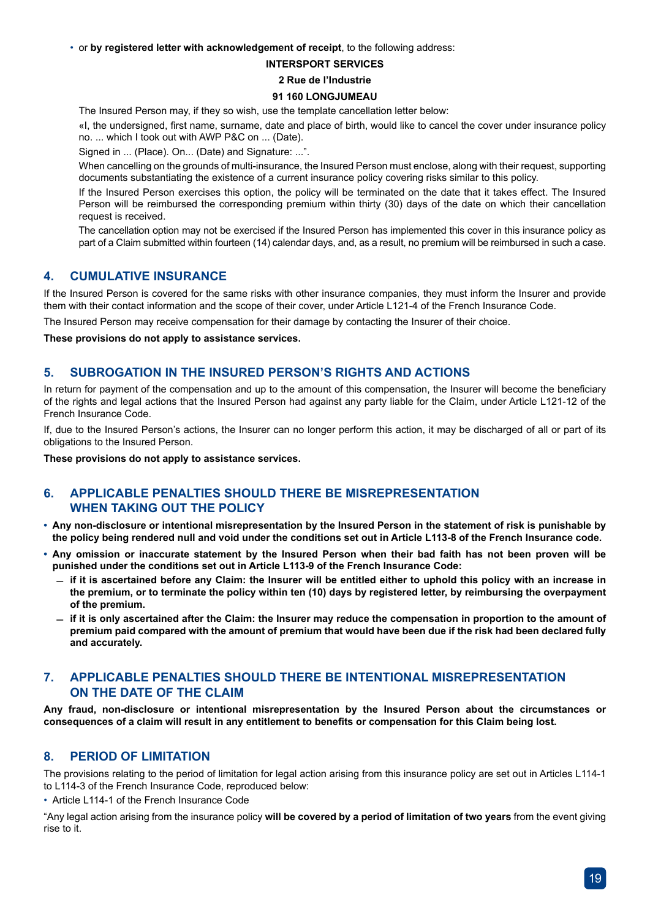- or **by registered letter with acknowledgement of receipt**, to the following address:

**INTERSPORT SERVICES**

**2 Rue de l'Industrie**

**91 160 LONGJUMEAU**

The Insured Person may, if they so wish, use the template cancellation letter below:

«I, the undersigned, first name, surname, date and place of birth, would like to cancel the cover under insurance policy no. ... which I took out with AWP P&C on ... (Date).

Signed in ... (Place). On... (Date) and Signature: ...".

When cancelling on the grounds of multi-insurance, the Insured Person must enclose, along with their request, supporting documents substantiating the existence of a current insurance policy covering risks similar to this policy.

If the Insured Person exercises this option, the policy will be terminated on the date that it takes effect. The Insured Person will be reimbursed the corresponding premium within thirty (30) days of the date on which their cancellation request is received.

The cancellation option may not be exercised if the Insured Person has implemented this cover in this insurance policy as part of a Claim submitted within fourteen (14) calendar days, and, as a result, no premium will be reimbursed in such a case.

## 4. CUMULATIVE INSURANCE

If the Insured Person is covered for the same risks with other insurance companies, they must inform the Insurer and provide them with their contact information and the scope of their cover, under Article L121-4 of the French Insurance Code.

The Insured Person may receive compensation for their damage by contacting the Insurer of their choice.

**These provisions do not apply to assistance services.**

## 5. SUBROGATION IN THE INSURED PERSON'S RIGHTS AND ACTIONS

In return for payment of the compensation and up to the amount of this compensation, the Insurer will become the beneficiary of the rights and legal actions that the Insured Person had against any party liable for the Claim, under Article L121-12 of the French Insurance Code.

If, due to the Insured Person's actions, the Insurer can no longer perform this action, it may be discharged of all or part of its obligations to the Insured Person.

**These provisions do not apply to assistance services.**

## 6. APPLICABLE PENALTIES SHOULD THERE BE MISREPRESENTATION WHEN TAKING OUT THE POLICY

- **Any non-disclosure or intentional misrepresentation by the Insured Person in the statement of risk is punishable by the policy being rendered null and void under the conditions set out in Article L113-8 of the French Insurance code.**
- **Any omission or inaccurate statement by the Insured Person when their bad faith has not been proven will be punished under the conditions set out in Article L113-9 of the French Insurance Code:**
  - **if it is ascertained before any Claim: the Insurer will be entitled either to uphold this policy with an increase in the premium, or to terminate the policy within ten (10) days by registered letter, by reimbursing the overpayment of the premium.**
  - **if it is only ascertained after the Claim: the Insurer may reduce the compensation in proportion to the amount of premium paid compared with the amount of premium that would have been due if the risk had been declared fully and accurately.**

## 7. APPLICABLE PENALTIES SHOULD THERE BE INTENTIONAL MISREPRESENTATION ON THE DATE OF THE CLAIM

**Any fraud, non-disclosure or intentional misrepresentation by the Insured Person about the circumstances or consequences of a claim will result in any entitlement to benefits or compensation for this Claim being lost.**

## 8. PERIOD OF LIMITATION

The provisions relating to the period of limitation for legal action arising from this insurance policy are set out in Articles L114-1 to L114-3 of the French Insurance Code, reproduced below:

- Article L114-1 of the French Insurance Code

"Any legal action arising from the insurance policy **will be covered by a period of limitation of two years** from the event giving rise to it.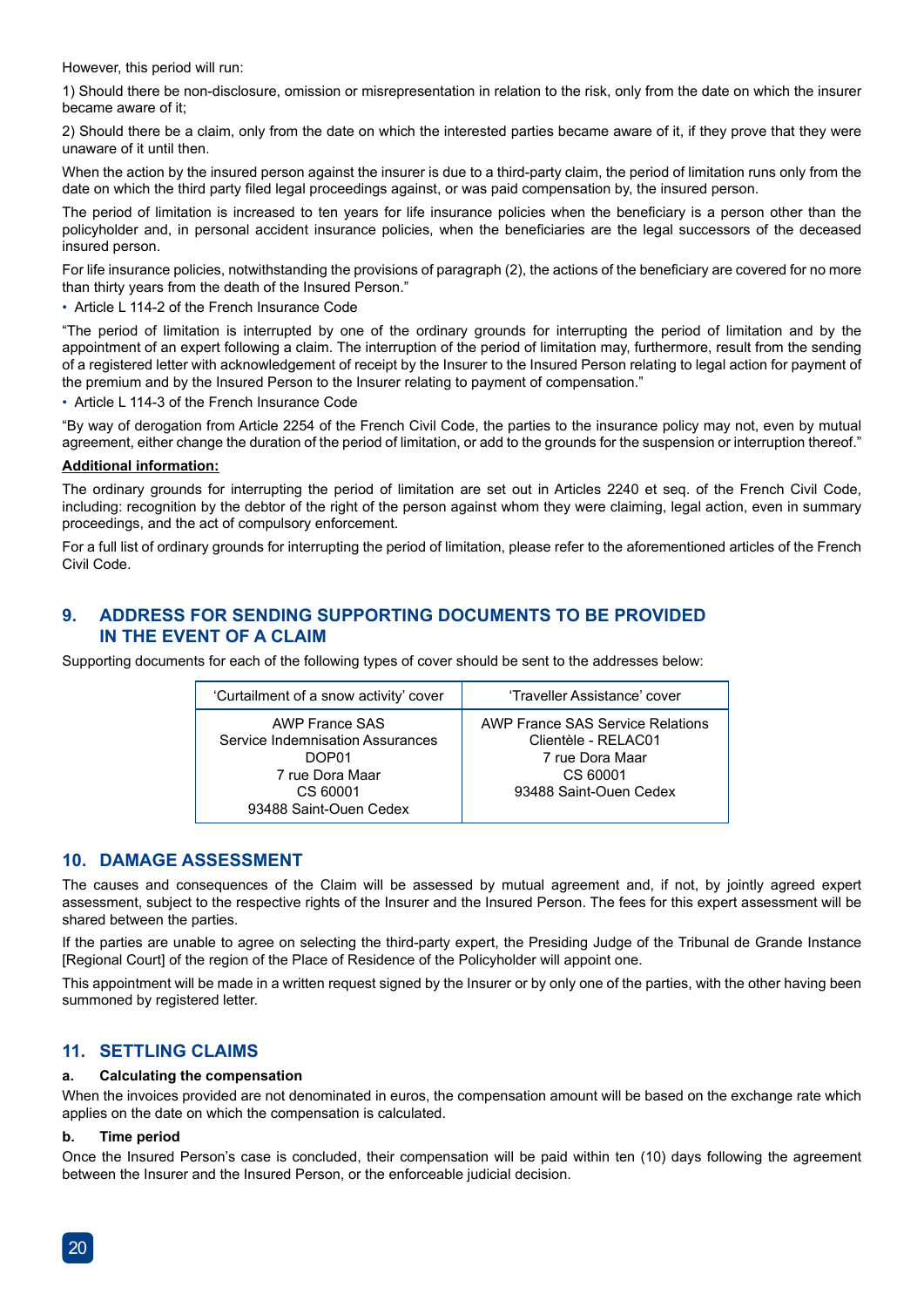However, this period will run:

1) Should there be non-disclosure, omission or misrepresentation in relation to the risk, only from the date on which the insurer became aware of it;

2) Should there be a claim, only from the date on which the interested parties became aware of it, if they prove that they were unaware of it until then.

When the action by the insured person against the insurer is due to a third-party claim, the period of limitation runs only from the date on which the third party filed legal proceedings against, or was paid compensation by, the insured person.

The period of limitation is increased to ten years for life insurance policies when the beneficiary is a person other than the policyholder and, in personal accident insurance policies, when the beneficiaries are the legal successors of the deceased insured person.

For life insurance policies, notwithstanding the provisions of paragraph (2), the actions of the beneficiary are covered for no more than thirty years from the death of the Insured Person."

- Article L 114-2 of the French Insurance Code

"The period of limitation is interrupted by one of the ordinary grounds for interrupting the period of limitation and by the appointment of an expert following a claim. The interruption of the period of limitation may, furthermore, result from the sending of a registered letter with acknowledgement of receipt by the Insurer to the Insured Person relating to legal action for payment of the premium and by the Insured Person to the Insurer relating to payment of compensation."

- Article L 114-3 of the French Insurance Code

"By way of derogation from Article 2254 of the French Civil Code, the parties to the insurance policy may not, even by mutual agreement, either change the duration of the period of limitation, or add to the grounds for the suspension or interruption thereof."

**Additional information:**

The ordinary grounds for interrupting the period of limitation are set out in Articles 2240 et seq. of the French Civil Code, including: recognition by the debtor of the right of the person against whom they were claiming, legal action, even in summary proceedings, and the act of compulsory enforcement.

For a full list of ordinary grounds for interrupting the period of limitation, please refer to the aforementioned articles of the French Civil Code.

## 9. ADDRESS FOR SENDING SUPPORTING DOCUMENTS TO BE PROVIDED IN THE EVENT OF A CLAIM

Supporting documents for each of the following types of cover should be sent to the addresses below:

| 'Curtailment of a snow activity' cover | 'Traveller Assistance' cover |
| --- | --- |
| AWP France SAS<br>Service Indemnisation Assurances<br>DOP01<br>7 rue Dora Maar<br>CS 60001<br>93488 Saint-Ouen Cedex | AWP France SAS Service Relations<br>Clientèle - RELAC01<br>7 rue Dora Maar<br>CS 60001<br>93488 Saint-Ouen Cedex |

## 10. DAMAGE ASSESSMENT

The causes and consequences of the Claim will be assessed by mutual agreement and, if not, by jointly agreed expert assessment, subject to the respective rights of the Insurer and the Insured Person. The fees for this expert assessment will be shared between the parties.

If the parties are unable to agree on selecting the third-party expert, the Presiding Judge of the Tribunal de Grande Instance [Regional Court] of the region of the Place of Residence of the Policyholder will appoint one.

This appointment will be made in a written request signed by the Insurer or by only one of the parties, with the other having been summoned by registered letter.

## 11. SETTLING CLAIMS

### a. Calculating the compensation

When the invoices provided are not denominated in euros, the compensation amount will be based on the exchange rate which applies on the date on which the compensation is calculated.

### b. Time period

Once the Insured Person's case is concluded, their compensation will be paid within ten (10) days following the agreement between the Insurer and the Insured Person, or the enforceable judicial decision.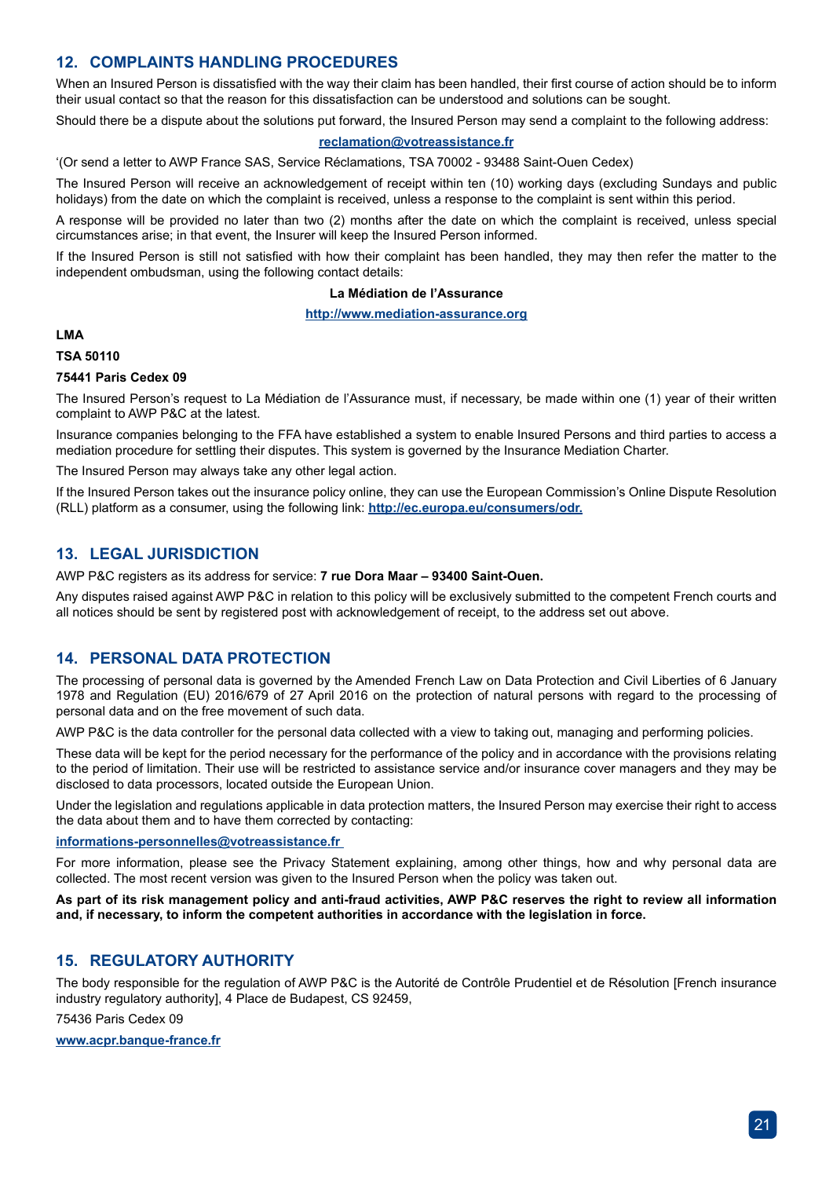## 12. COMPLAINTS HANDLING PROCEDURES

When an Insured Person is dissatisfied with the way their claim has been handled, their first course of action should be to inform their usual contact so that the reason for this dissatisfaction can be understood and solutions can be sought.

Should there be a dispute about the solutions put forward, the Insured Person may send a complaint to the following address:

reclamation@votreassistance.fr

'(Or send a letter to AWP France SAS, Service Réclamations, TSA 70002 - 93488 Saint-Ouen Cedex)

The Insured Person will receive an acknowledgement of receipt within ten (10) working days (excluding Sundays and public holidays) from the date on which the complaint is received, unless a response to the complaint is sent within this period.

A response will be provided no later than two (2) months after the date on which the complaint is received, unless special circumstances arise; in that event, the Insurer will keep the Insured Person informed.

If the Insured Person is still not satisfied with how their complaint has been handled, they may then refer the matter to the independent ombudsman, using the following contact details:

**La Médiation de l'Assurance**

http://www.mediation-assurance.org

**LMA**

**TSA 50110**

**75441 Paris Cedex 09**

The Insured Person's request to La Médiation de l'Assurance must, if necessary, be made within one (1) year of their written complaint to AWP P&C at the latest.

Insurance companies belonging to the FFA have established a system to enable Insured Persons and third parties to access a mediation procedure for settling their disputes. This system is governed by the Insurance Mediation Charter.

The Insured Person may always take any other legal action.

If the Insured Person takes out the insurance policy online, they can use the European Commission's Online Dispute Resolution (RLL) platform as a consumer, using the following link: http://ec.europa.eu/consumers/odr.

## 13. LEGAL JURISDICTION

AWP P&C registers as its address for service: **7 rue Dora Maar – 93400 Saint-Ouen.**

Any disputes raised against AWP P&C in relation to this policy will be exclusively submitted to the competent French courts and all notices should be sent by registered post with acknowledgement of receipt, to the address set out above.

## 14. PERSONAL DATA PROTECTION

The processing of personal data is governed by the Amended French Law on Data Protection and Civil Liberties of 6 January 1978 and Regulation (EU) 2016/679 of 27 April 2016 on the protection of natural persons with regard to the processing of personal data and on the free movement of such data.

AWP P&C is the data controller for the personal data collected with a view to taking out, managing and performing policies.

These data will be kept for the period necessary for the performance of the policy and in accordance with the provisions relating to the period of limitation. Their use will be restricted to assistance service and/or insurance cover managers and they may be disclosed to data processors, located outside the European Union.

Under the legislation and regulations applicable in data protection matters, the Insured Person may exercise their right to access the data about them and to have them corrected by contacting:

informations-personnelles@votreassistance.fr

For more information, please see the Privacy Statement explaining, among other things, how and why personal data are collected. The most recent version was given to the Insured Person when the policy was taken out.

**As part of its risk management policy and anti-fraud activities, AWP P&C reserves the right to review all information and, if necessary, to inform the competent authorities in accordance with the legislation in force.**

## 15. REGULATORY AUTHORITY

The body responsible for the regulation of AWP P&C is the Autorité de Contrôle Prudentiel et de Résolution [French insurance industry regulatory authority], 4 Place de Budapest, CS 92459,

75436 Paris Cedex 09

www.acpr.banque-france.fr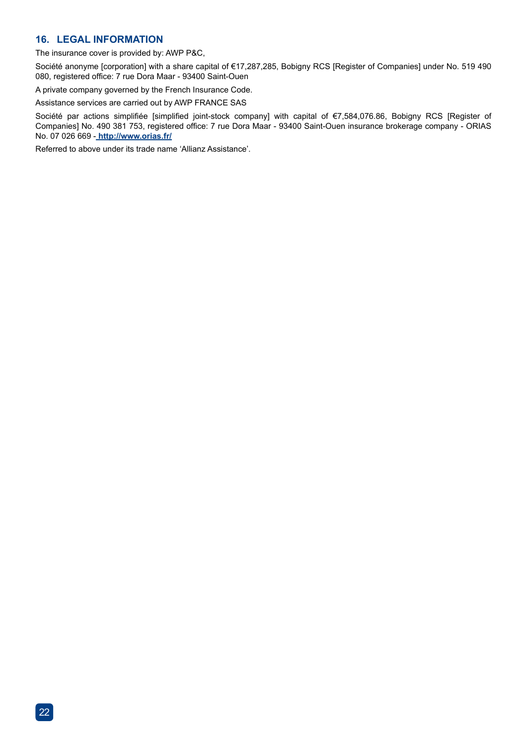## 16. LEGAL INFORMATION

The insurance cover is provided by: AWP P&C,

Société anonyme [corporation] with a share capital of €17,287,285, Bobigny RCS [Register of Companies] under No. 519 490 080, registered office: 7 rue Dora Maar - 93400 Saint-Ouen

A private company governed by the French Insurance Code.

Assistance services are carried out by AWP FRANCE SAS

Société par actions simplifiée [simplified joint-stock company] with capital of €7,584,076.86, Bobigny RCS [Register of Companies] No. 490 381 753, registered office: 7 rue Dora Maar - 93400 Saint-Ouen insurance brokerage company - ORIAS No. 07 026 669 - **http://www.orias.fr/**

Referred to above under its trade name 'Allianz Assistance'.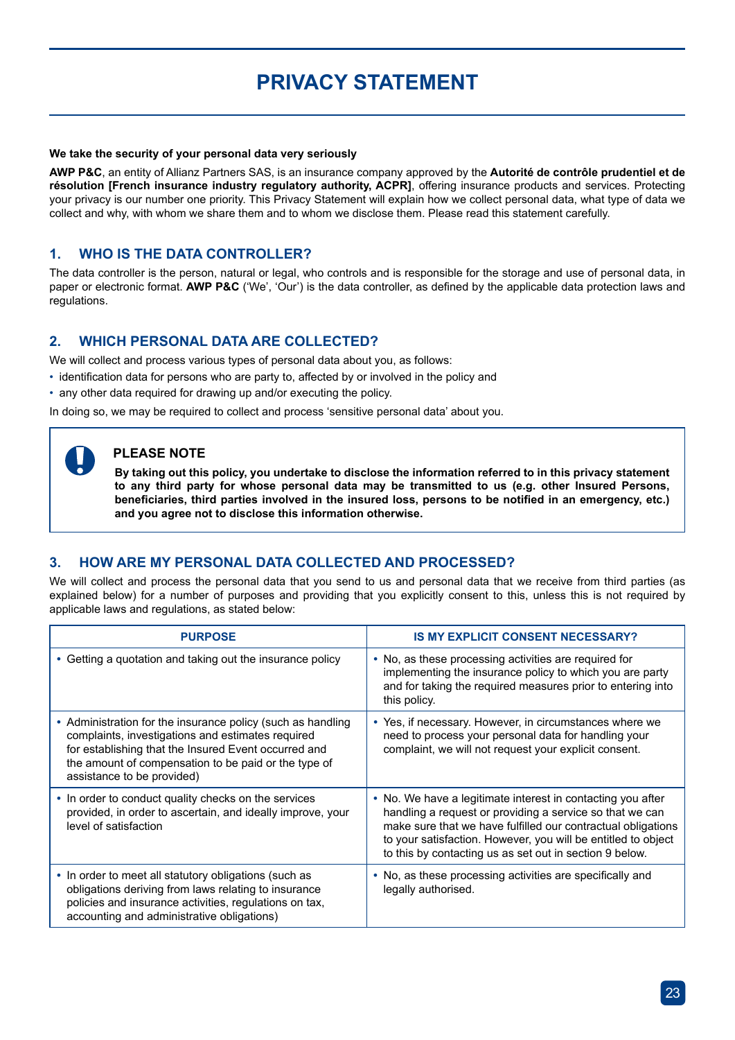# PRIVACY STATEMENT

**We take the security of your personal data very seriously**

**AWP P&C**, an entity of Allianz Partners SAS, is an insurance company approved by the **Autorité de contrôle prudentiel et de résolution [French insurance industry regulatory authority, ACPR]**, offering insurance products and services. Protecting your privacy is our number one priority. This Privacy Statement will explain how we collect personal data, what type of data we collect and why, with whom we share them and to whom we disclose them. Please read this statement carefully.

## 1. WHO IS THE DATA CONTROLLER?

The data controller is the person, natural or legal, who controls and is responsible for the storage and use of personal data, in paper or electronic format. **AWP P&C** ('We', 'Our') is the data controller, as defined by the applicable data protection laws and regulations.

## 2. WHICH PERSONAL DATA ARE COLLECTED?

We will collect and process various types of personal data about you, as follows:

- identification data for persons who are party to, affected by or involved in the policy and
- any other data required for drawing up and/or executing the policy.

In doing so, we may be required to collect and process 'sensitive personal data' about you.

> **PLEASE NOTE**
>
> **By taking out this policy, you undertake to disclose the information referred to in this privacy statement to any third party for whose personal data may be transmitted to us (e.g. other Insured Persons, beneficiaries, third parties involved in the insured loss, persons to be notified in an emergency, etc.) and you agree not to disclose this information otherwise.**

## 3. HOW ARE MY PERSONAL DATA COLLECTED AND PROCESSED?

We will collect and process the personal data that you send to us and personal data that we receive from third parties (as explained below) for a number of purposes and providing that you explicitly consent to this, unless this is not required by applicable laws and regulations, as stated below:

| PURPOSE | IS MY EXPLICIT CONSENT NECESSARY? |
|---|---|
| • Getting a quotation and taking out the insurance policy | • No, as these processing activities are required for implementing the insurance policy to which you are party and for taking the required measures prior to entering into this policy. |
| • Administration for the insurance policy (such as handling complaints, investigations and estimates required for establishing that the Insured Event occurred and the amount of compensation to be paid or the type of assistance to be provided) | • Yes, if necessary. However, in circumstances where we need to process your personal data for handling your complaint, we will not request your explicit consent. |
| • In order to conduct quality checks on the services provided, in order to ascertain, and ideally improve, your level of satisfaction | • No. We have a legitimate interest in contacting you after handling a request or providing a service so that we can make sure that we have fulfilled our contractual obligations to your satisfaction. However, you will be entitled to object to this by contacting us as set out in section 9 below. |
| • In order to meet all statutory obligations (such as obligations deriving from laws relating to insurance policies and insurance activities, regulations on tax, accounting and administrative obligations) | • No, as these processing activities are specifically and legally authorised. |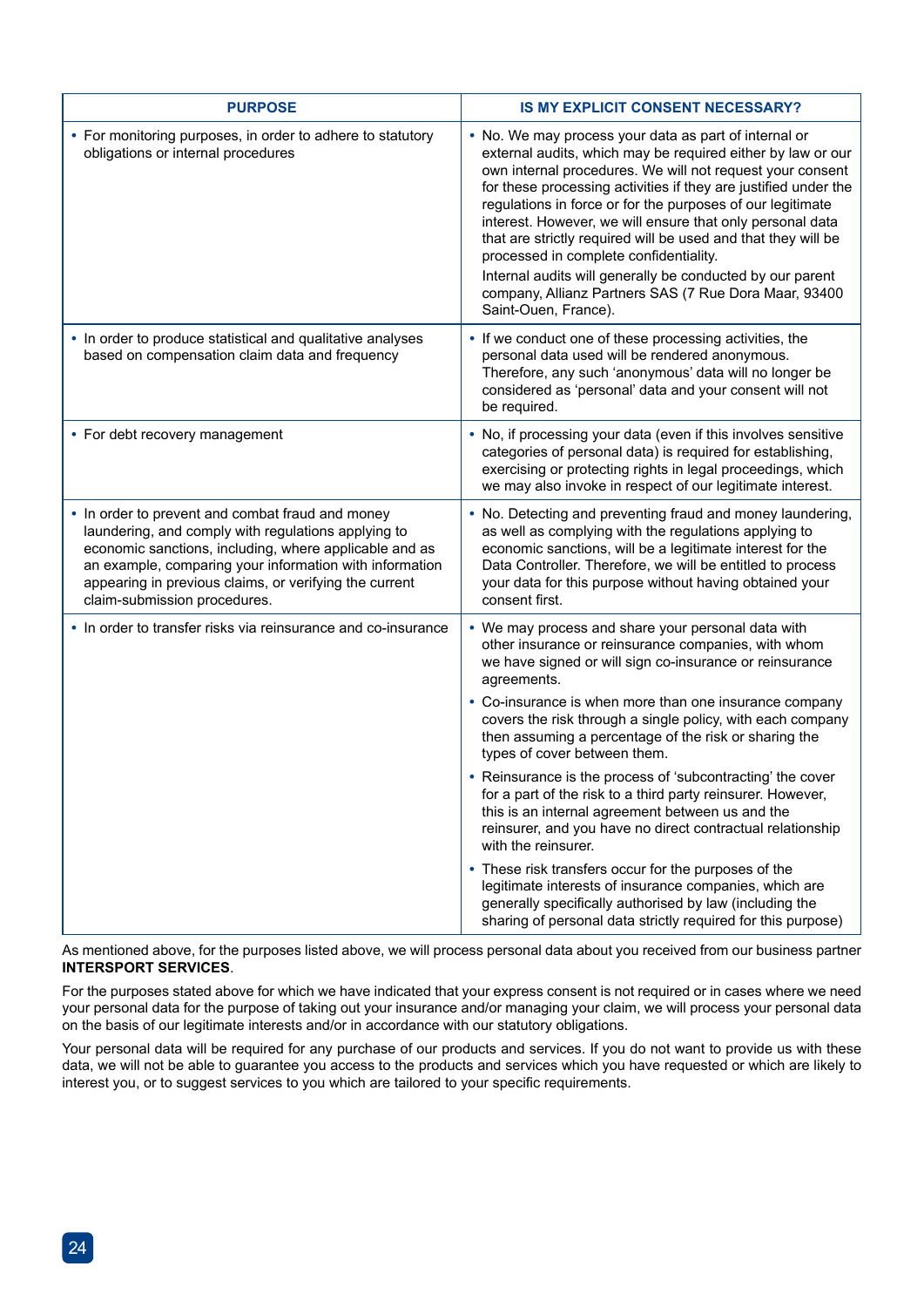| PURPOSE | IS MY EXPLICIT CONSENT NECESSARY? |
|---|---|
| • For monitoring purposes, in order to adhere to statutory obligations or internal procedures | • No. We may process your data as part of internal or external audits, which may be required either by law or our own internal procedures. We will not request your consent for these processing activities if they are justified under the regulations in force or for the purposes of our legitimate interest. However, we will ensure that only personal data that are strictly required will be used and that they will be processed in complete confidentiality.<br>Internal audits will generally be conducted by our parent company, Allianz Partners SAS (7 Rue Dora Maar, 93400 Saint-Ouen, France). |
| • In order to produce statistical and qualitative analyses based on compensation claim data and frequency | • If we conduct one of these processing activities, the personal data used will be rendered anonymous. Therefore, any such 'anonymous' data will no longer be considered as 'personal' data and your consent will not be required. |
| • For debt recovery management | • No, if processing your data (even if this involves sensitive categories of personal data) is required for establishing, exercising or protecting rights in legal proceedings, which we may also invoke in respect of our legitimate interest. |
| • In order to prevent and combat fraud and money laundering, and comply with regulations applying to economic sanctions, including, where applicable and as an example, comparing your information with information appearing in previous claims, or verifying the current claim-submission procedures. | • No. Detecting and preventing fraud and money laundering, as well as complying with the regulations applying to economic sanctions, will be a legitimate interest for the Data Controller. Therefore, we will be entitled to process your data for this purpose without having obtained your consent first. |
| • In order to transfer risks via reinsurance and co-insurance | • We may process and share your personal data with other insurance or reinsurance companies, with whom we have signed or will sign co-insurance or reinsurance agreements.<br>• Co-insurance is when more than one insurance company covers the risk through a single policy, with each company then assuming a percentage of the risk or sharing the types of cover between them.<br>• Reinsurance is the process of 'subcontracting' the cover for a part of the risk to a third party reinsurer. However, this is an internal agreement between us and the reinsurer, and you have no direct contractual relationship with the reinsurer.<br>• These risk transfers occur for the purposes of the legitimate interests of insurance companies, which are generally specifically authorised by law (including the sharing of personal data strictly required for this purpose) |

As mentioned above, for the purposes listed above, we will process personal data about you received from our business partner **INTERSPORT SERVICES**.

For the purposes stated above for which we have indicated that your express consent is not required or in cases where we need your personal data for the purpose of taking out your insurance and/or managing your claim, we will process your personal data on the basis of our legitimate interests and/or in accordance with our statutory obligations.

Your personal data will be required for any purchase of our products and services. If you do not want to provide us with these data, we will not be able to guarantee you access to the products and services which you have requested or which are likely to interest you, or to suggest services to you which are tailored to your specific requirements.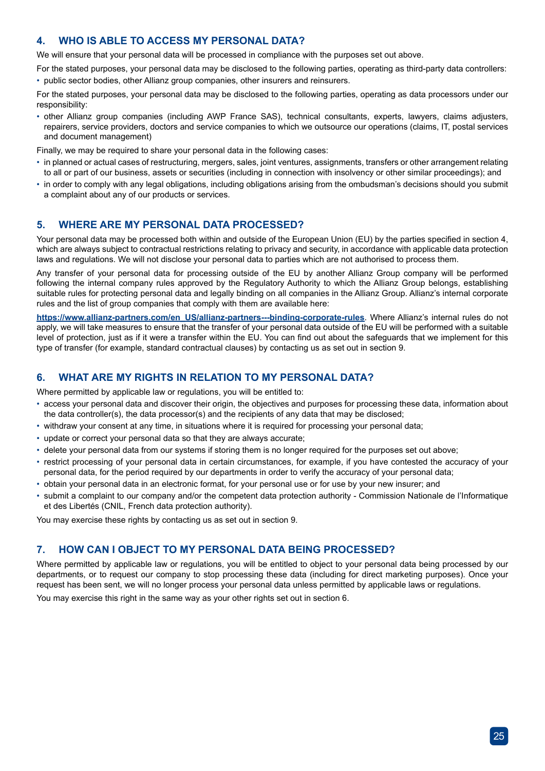## 4. WHO IS ABLE TO ACCESS MY PERSONAL DATA?

We will ensure that your personal data will be processed in compliance with the purposes set out above.

For the stated purposes, your personal data may be disclosed to the following parties, operating as third-party data controllers:

- public sector bodies, other Allianz group companies, other insurers and reinsurers.

For the stated purposes, your personal data may be disclosed to the following parties, operating as data processors under our responsibility:

- other Allianz group companies (including AWP France SAS), technical consultants, experts, lawyers, claims adjusters, repairers, service providers, doctors and service companies to which we outsource our operations (claims, IT, postal services and document management)

Finally, we may be required to share your personal data in the following cases:

- in planned or actual cases of restructuring, mergers, sales, joint ventures, assignments, transfers or other arrangement relating to all or part of our business, assets or securities (including in connection with insolvency or other similar proceedings); and
- in order to comply with any legal obligations, including obligations arising from the ombudsman's decisions should you submit a complaint about any of our products or services.

## 5. WHERE ARE MY PERSONAL DATA PROCESSED?

Your personal data may be processed both within and outside of the European Union (EU) by the parties specified in section 4, which are always subject to contractual restrictions relating to privacy and security, in accordance with applicable data protection laws and regulations. We will not disclose your personal data to parties which are not authorised to process them.

Any transfer of your personal data for processing outside of the EU by another Allianz Group company will be performed following the internal company rules approved by the Regulatory Authority to which the Allianz Group belongs, establishing suitable rules for protecting personal data and legally binding on all companies in the Allianz Group. Allianz's internal corporate rules and the list of group companies that comply with them are available here:

**https://www.allianz-partners.com/en_US/allianz-partners---binding-corporate-rules**. Where Allianz's internal rules do not apply, we will take measures to ensure that the transfer of your personal data outside of the EU will be performed with a suitable level of protection, just as if it were a transfer within the EU. You can find out about the safeguards that we implement for this type of transfer (for example, standard contractual clauses) by contacting us as set out in section 9.

## 6. WHAT ARE MY RIGHTS IN RELATION TO MY PERSONAL DATA?

Where permitted by applicable law or regulations, you will be entitled to:

- access your personal data and discover their origin, the objectives and purposes for processing these data, information about the data controller(s), the data processor(s) and the recipients of any data that may be disclosed;
- withdraw your consent at any time, in situations where it is required for processing your personal data;
- update or correct your personal data so that they are always accurate;
- delete your personal data from our systems if storing them is no longer required for the purposes set out above;
- restrict processing of your personal data in certain circumstances, for example, if you have contested the accuracy of your personal data, for the period required by our departments in order to verify the accuracy of your personal data;
- obtain your personal data in an electronic format, for your personal use or for use by your new insurer; and
- submit a complaint to our company and/or the competent data protection authority - Commission Nationale de l'Informatique et des Libertés (CNIL, French data protection authority).

You may exercise these rights by contacting us as set out in section 9.

## 7. HOW CAN I OBJECT TO MY PERSONAL DATA BEING PROCESSED?

Where permitted by applicable law or regulations, you will be entitled to object to your personal data being processed by our departments, or to request our company to stop processing these data (including for direct marketing purposes). Once your request has been sent, we will no longer process your personal data unless permitted by applicable laws or regulations.

You may exercise this right in the same way as your other rights set out in section 6.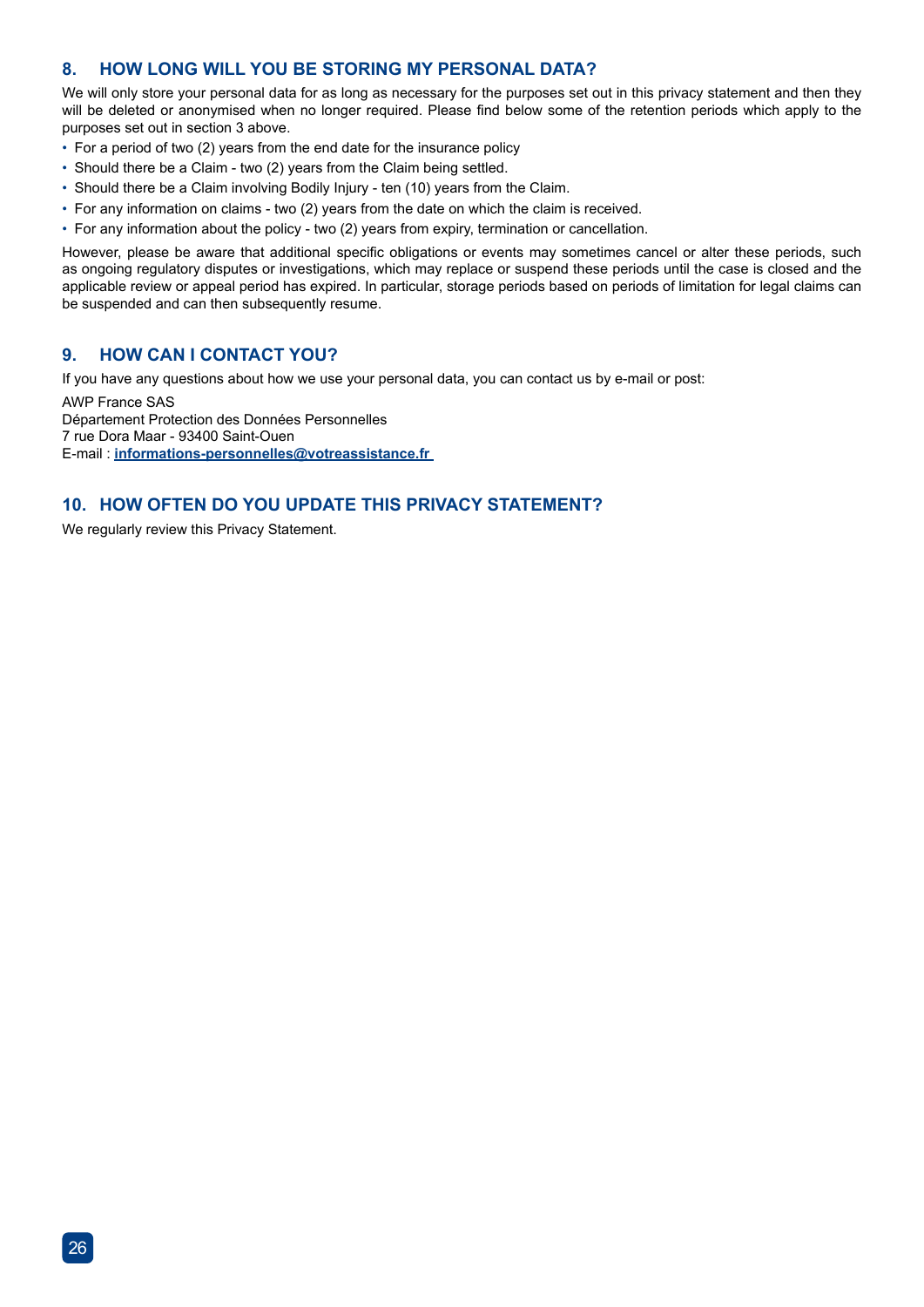## 8. HOW LONG WILL YOU BE STORING MY PERSONAL DATA?

We will only store your personal data for as long as necessary for the purposes set out in this privacy statement and then they will be deleted or anonymised when no longer required. Please find below some of the retention periods which apply to the purposes set out in section 3 above.

- For a period of two (2) years from the end date for the insurance policy
- Should there be a Claim - two (2) years from the Claim being settled.
- Should there be a Claim involving Bodily Injury - ten (10) years from the Claim.
- For any information on claims - two (2) years from the date on which the claim is received.
- For any information about the policy - two (2) years from expiry, termination or cancellation.

However, please be aware that additional specific obligations or events may sometimes cancel or alter these periods, such as ongoing regulatory disputes or investigations, which may replace or suspend these periods until the case is closed and the applicable review or appeal period has expired. In particular, storage periods based on periods of limitation for legal claims can be suspended and can then subsequently resume.

## 9. HOW CAN I CONTACT YOU?

If you have any questions about how we use your personal data, you can contact us by e-mail or post:

AWP France SAS
Département Protection des Données Personnelles
7 rue Dora Maar - 93400 Saint-Ouen
E-mail : **informations-personnelles@votreassistance.fr**

## 10. HOW OFTEN DO YOU UPDATE THIS PRIVACY STATEMENT?

We regularly review this Privacy Statement.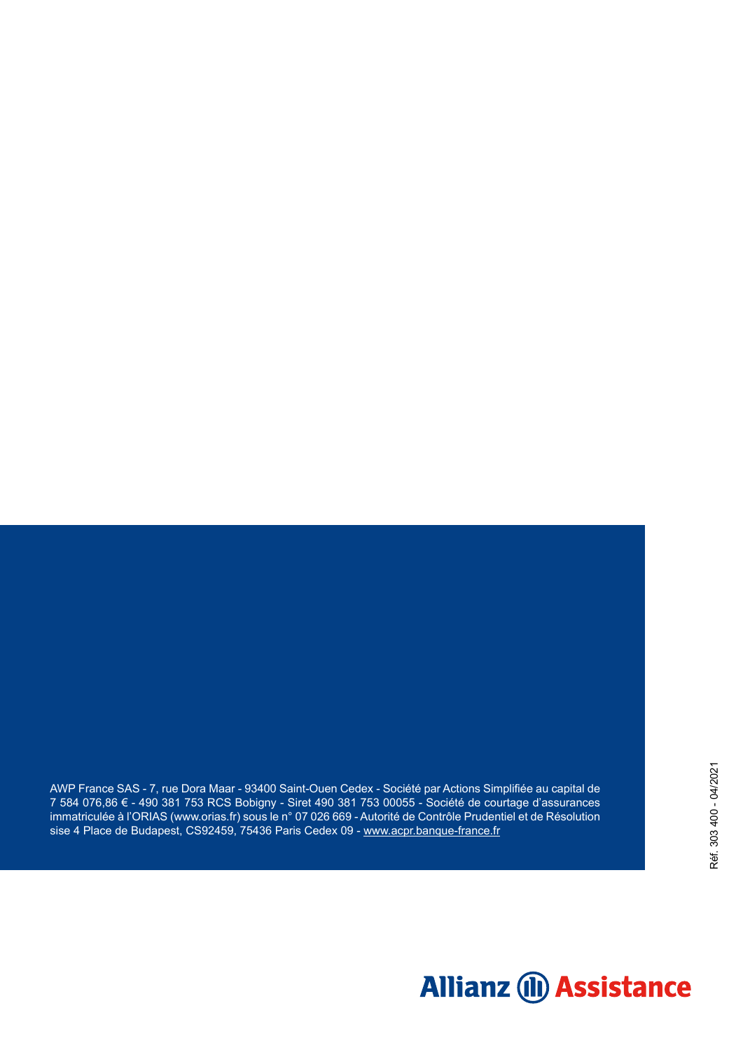AWP France SAS - 7, rue Dora Maar - 93400 Saint-Ouen Cedex - Société par Actions Simplifiée au capital de 7 584 076,86 € - 490 381 753 RCS Bobigny - Siret 490 381 753 00055 - Société de courtage d'assurances immatriculée à l'ORIAS (www.orias.fr) sous le n° 07 026 669 - Autorité de Contrôle Prudentiel et de Résolution sise 4 Place de Budapest, CS92459, 75436 Paris Cedex 09 - www.acpr.banque-france.fr

Réf. 303 400 - 04/2021

Allianz Assistance